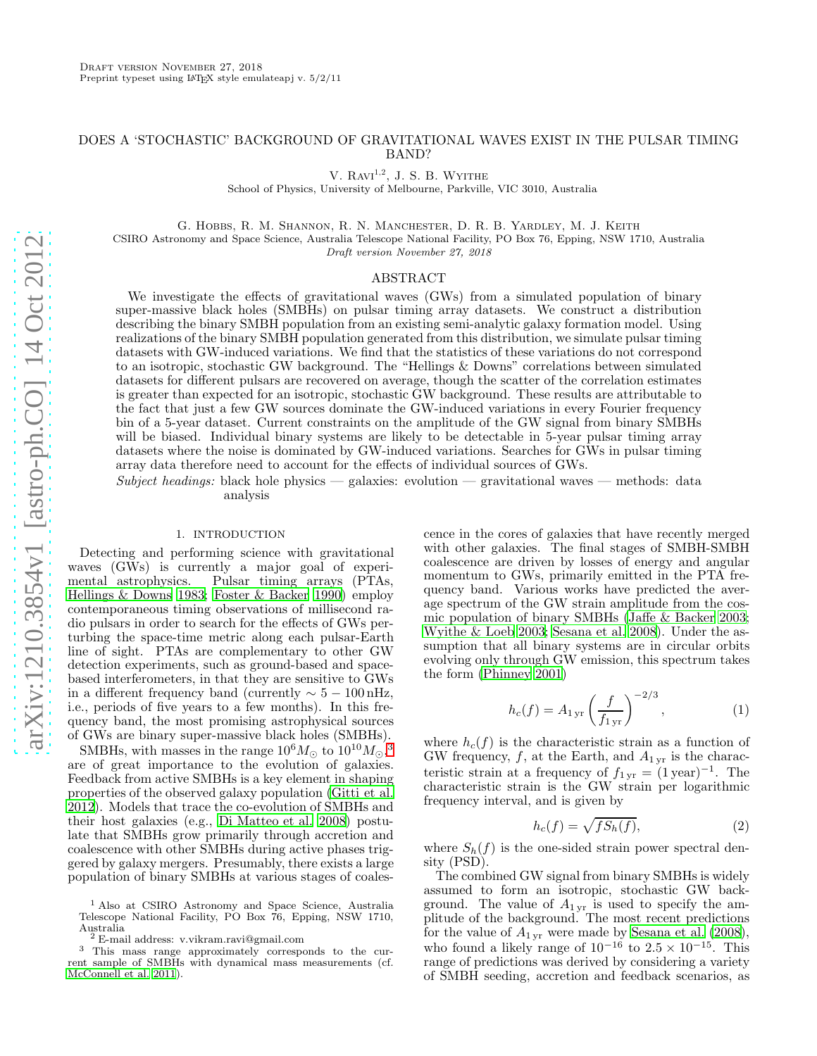Draft version November 27, 2018
Preprint typeset using LaTeX style emulateapj v. 5/2/11

# DOES A 'STOCHASTIC' BACKGROUND OF GRAVITATIONAL WAVES EXIST IN THE PULSAR TIMING BAND?

V. Ravi[1,2], J. S. B. Wyithe
School of Physics, University of Melbourne, Parkville, VIC 3010, Australia

G. Hobbs, R. M. Shannon, R. N. Manchester, D. R. B. Yardley, M. J. Keith
CSIRO Astronomy and Space Science, Australia Telescope National Facility, PO Box 76, Epping, NSW 1710, Australia
*Draft version November 27, 2018*

## ABSTRACT

We investigate the effects of gravitational waves (GWs) from a simulated population of binary super-massive black holes (SMBHs) on pulsar timing array datasets. We construct a distribution describing the binary SMBH population from an existing semi-analytic galaxy formation model. Using realizations of the binary SMBH population generated from this distribution, we simulate pulsar timing datasets with GW-induced variations. We find that the statistics of these variations do not correspond to an isotropic, stochastic GW background. The "Hellings & Downs" correlations between simulated datasets for different pulsars are recovered on average, though the scatter of the correlation estimates is greater than expected for an isotropic, stochastic GW background. These results are attributable to the fact that just a few GW sources dominate the GW-induced variations in every Fourier frequency bin of a 5-year dataset. Current constraints on the amplitude of the GW signal from binary SMBHs will be biased. Individual binary systems are likely to be detectable in 5-year pulsar timing array datasets where the noise is dominated by GW-induced variations. Searches for GWs in pulsar timing array data therefore need to account for the effects of individual sources of GWs.

*Subject headings:* black hole physics — galaxies: evolution — gravitational waves — methods: data analysis

## 1. INTRODUCTION

Detecting and performing science with gravitational waves (GWs) is currently a major goal of experimental astrophysics. Pulsar timing arrays (PTAs, Hellings & Downs 1983; Foster & Backer 1990) employ contemporaneous timing observations of millisecond radio pulsars in order to search for the effects of GWs perturbing the space-time metric along each pulsar-Earth line of sight. PTAs are complementary to other GW detection experiments, such as ground-based and space-based interferometers, in that they are sensitive to GWs in a different frequency band (currently $\sim 5-100\,$nHz, i.e., periods of five years to a few months). In this frequency band, the most promising astrophysical sources of GWs are binary super-massive black holes (SMBHs).

SMBHs, with masses in the range $10^{6}M_{\odot}$ to $10^{10}M_{\odot}$,[3] are of great importance to the evolution of galaxies. Feedback from active SMBHs is a key element in shaping properties of the observed galaxy population (Gitti et al. 2012). Models that trace the co-evolution of SMBHs and their host galaxies (e.g., Di Matteo et al. 2008) postulate that SMBHs grow primarily through accretion and coalescence with other SMBHs during active phases triggered by galaxy mergers. Presumably, there exists a large population of binary SMBHs at various stages of coalescence in the cores of galaxies that have recently merged with other galaxies. The final stages of SMBH-SMBH coalescence are driven by losses of energy and angular momentum to GWs, primarily emitted in the PTA frequency band. Various works have predicted the average spectrum of the GW strain amplitude from the cosmic population of binary SMBHs (Jaffe & Backer 2003; Wyithe & Loeb 2003; Sesana et al. 2008). Under the assumption that all binary systems are in circular orbits evolving only through GW emission, this spectrum takes the form (Phinney 2001)

$$h_c(f) = A_{1\,\mathrm{yr}}\left(\frac{f}{f_{1\,\mathrm{yr}}}\right)^{-2/3}, \tag{1}$$

where $h_c(f)$ is the characteristic strain as a function of GW frequency, $f$, at the Earth, and $A_{1\,\mathrm{yr}}$ is the characteristic strain at a frequency of $f_{1\,\mathrm{yr}} = (1\,\mathrm{year})^{-1}$. The characteristic strain is the GW strain per logarithmic frequency interval, and is given by

$$h_c(f) = \sqrt{fS_h(f)}, \tag{2}$$

where $S_h(f)$ is the one-sided strain power spectral density (PSD).

The combined GW signal from binary SMBHs is widely assumed to form an isotropic, stochastic GW background. The value of $A_{1\,\mathrm{yr}}$ is used to specify the amplitude of the background. The most recent predictions for the value of $A_{1\,\mathrm{yr}}$ were made by Sesana et al. (2008), who found a likely range of $10^{-16}$ to $2.5\times10^{-15}$. This range of predictions was derived by considering a variety of SMBH seeding, accretion and feedback scenarios, as

[1] Also at CSIRO Astronomy and Space Science, Australia Telescope National Facility, PO Box 76, Epping, NSW 1710, Australia
[2] E-mail address: v.vikram.ravi@gmail.com
[3] This mass range approximately corresponds to the current sample of SMBHs with dynamical mass measurements (cf. McConnell et al. 2011).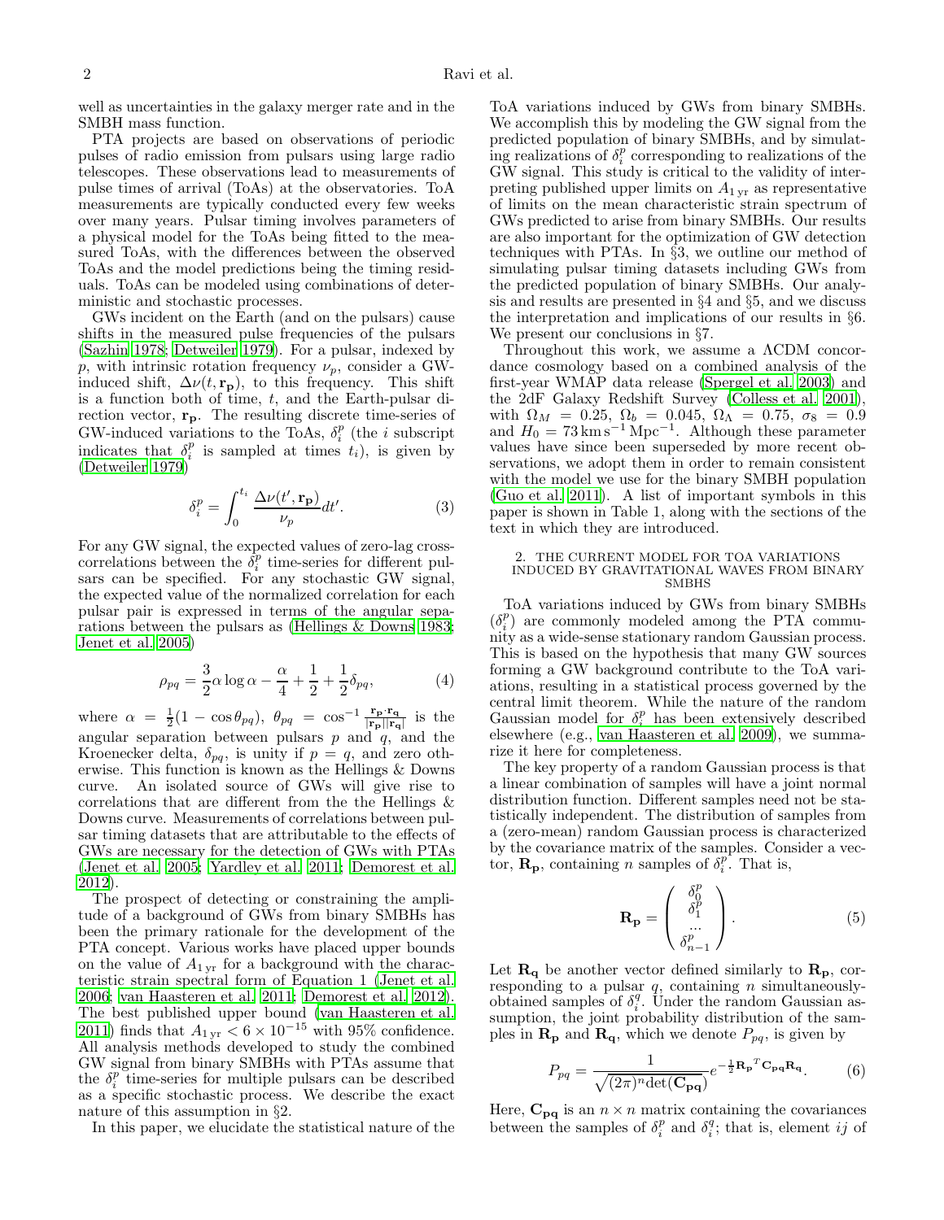well as uncertainties in the galaxy merger rate and in the SMBH mass function.

PTA projects are based on observations of periodic pulses of radio emission from pulsars using large radio telescopes. These observations lead to measurements of pulse times of arrival (ToAs) at the observatories. ToA measurements are typically conducted every few weeks over many years. Pulsar timing involves parameters of a physical model for the ToAs being fitted to the measured ToAs, with the differences between the observed ToAs and the model predictions being the timing residuals. ToAs can be modeled using combinations of deterministic and stochastic processes.

GWs incident on the Earth (and on the pulsars) cause shifts in the measured pulse frequencies of the pulsars (Sazhin 1978; Detweiler 1979). For a pulsar, indexed by $p$, with intrinsic rotation frequency $\nu_p$, consider a GW-induced shift, $\Delta\nu(t, \mathbf{r_p})$, to this frequency. This shift is a function both of time, $t$, and the Earth-pulsar direction vector, $\mathbf{r_p}$. The resulting discrete time-series of GW-induced variations to the ToAs, $\delta_i^p$ (the $i$ subscript indicates that $\delta_i^p$ is sampled at times $t_i$), is given by (Detweiler 1979)

$$\delta_i^p = \int_0^{t_i} \frac{\Delta\nu(t', \mathbf{r_p})}{\nu_p} dt'. \quad (3)$$

For any GW signal, the expected values of zero-lag cross-correlations between the $\delta_i^p$ time-series for different pulsars can be specified. For any stochastic GW signal, the expected value of the normalized correlation for each pulsar pair is expressed in terms of the angular separations between the pulsars as (Hellings & Downs 1983; Jenet et al. 2005)

$$\rho_{pq} = \frac{3}{2}\alpha\log\alpha - \frac{\alpha}{4} + \frac{1}{2} + \frac{1}{2}\delta_{pq}, \quad (4)$$

where $\alpha = \frac{1}{2}(1 - \cos\theta_{pq})$, $\theta_{pq} = \cos^{-1}\frac{\mathbf{r_p}\cdot\mathbf{r_q}}{|\mathbf{r_p}||\mathbf{r_q}|}$ is the angular separation between pulsars $p$ and $q$, and the Kroenecker delta, $\delta_{pq}$, is unity if $p = q$, and zero otherwise. This function is known as the Hellings & Downs curve. An isolated source of GWs will give rise to correlations that are different from the the Hellings & Downs curve. Measurements of correlations between pulsar timing datasets that are attributable to the effects of GWs are necessary for the detection of GWs with PTAs (Jenet et al. 2005; Yardley et al. 2011; Demorest et al. 2012).

The prospect of detecting or constraining the amplitude of a background of GWs from binary SMBHs has been the primary rationale for the development of the PTA concept. Various works have placed upper bounds on the value of $A_{1\,\mathrm{yr}}$ for a background with the characteristic strain spectral form of Equation 1 (Jenet et al. 2006; van Haasteren et al. 2011; Demorest et al. 2012). The best published upper bound (van Haasteren et al. 2011) finds that $A_{1\,\mathrm{yr}} < 6\times10^{-15}$ with 95% confidence. All analysis methods developed to study the combined GW signal from binary SMBHs with PTAs assume that the $\delta_i^p$ time-series for multiple pulsars can be described as a specific stochastic process. We describe the exact nature of this assumption in §2.

In this paper, we elucidate the statistical nature of the ToA variations induced by GWs from binary SMBHs. We accomplish this by modeling the GW signal from the predicted population of binary SMBHs, and by simulating realizations of $\delta_i^p$ corresponding to realizations of the GW signal. This study is critical to the validity of interpreting published upper limits on $A_{1\,\mathrm{yr}}$ as representative of limits on the mean characteristic strain spectrum of GWs predicted to arise from binary SMBHs. Our results are also important for the optimization of GW detection techniques with PTAs. In §3, we outline our method of simulating pulsar timing datasets including GWs from the predicted population of binary SMBHs. Our analysis and results are presented in §4 and §5, and we discuss the interpretation and implications of our results in §6. We present our conclusions in §7.

Throughout this work, we assume a ΛCDM concordance cosmology based on a combined analysis of the first-year WMAP data release (Spergel et al. 2003) and the 2dF Galaxy Redshift Survey (Colless et al. 2001), with $\Omega_M = 0.25$, $\Omega_b = 0.045$, $\Omega_\Lambda = 0.75$, $\sigma_8 = 0.9$ and $H_0 = 73\,\mathrm{km\,s^{-1}\,Mpc^{-1}}$. Although these parameter values have since been superseded by more recent observations, we adopt them in order to remain consistent with the model we use for the binary SMBH population (Guo et al. 2011). A list of important symbols in this paper is shown in Table 1, along with the sections of the text in which they are introduced.

## 2. THE CURRENT MODEL FOR TOA VARIATIONS INDUCED BY GRAVITATIONAL WAVES FROM BINARY SMBHS

ToA variations induced by GWs from binary SMBHs ($\delta_i^p$) are commonly modeled among the PTA community as a wide-sense stationary random Gaussian process. This is based on the hypothesis that many GW sources forming a GW background contribute to the ToA variations, resulting in a statistical process governed by the central limit theorem. While the nature of the random Gaussian model for $\delta_i^p$ has been extensively described elsewhere (e.g., van Haasteren et al. 2009), we summarize it here for completeness.

The key property of a random Gaussian process is that a linear combination of samples will have a joint normal distribution function. Different samples need not be statistically independent. The distribution of samples from a (zero-mean) random Gaussian process is characterized by the covariance matrix of the samples. Consider a vector, $\mathbf{R_p}$, containing $n$ samples of $\delta_i^p$. That is,

$$\mathbf{R_p} = \begin{pmatrix} \delta_0^p \\ \delta_1^p \\ ... \\ \delta_{n-1}^p \end{pmatrix}. \quad (5)$$

Let $\mathbf{R_q}$ be another vector defined similarly to $\mathbf{R_p}$, corresponding to a pulsar $q$, containing $n$ simultaneously-obtained samples of $\delta_i^q$. Under the random Gaussian assumption, the joint probability distribution of the samples in $\mathbf{R_p}$ and $\mathbf{R_q}$, which we denote $P_{pq}$, is given by

$$P_{pq} = \frac{1}{\sqrt{(2\pi)^n \det(\mathbf{C_{pq}})}} e^{-\frac{1}{2}\mathbf{R_p}^T\mathbf{C_{pq}}\mathbf{R_q}}. \quad (6)$$

Here, $\mathbf{C_{pq}}$ is an $n\times n$ matrix containing the covariances between the samples of $\delta_i^p$ and $\delta_i^q$; that is, element $ij$ of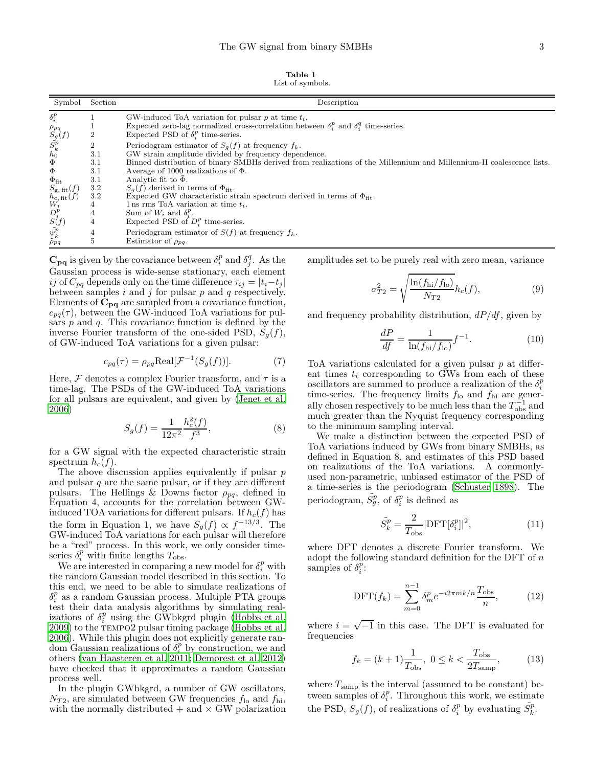**Table 1**
List of symbols.

| Symbol | Section | Description |
|---|---|---|
| $\delta_i^p$ | 1 | GW-induced ToA variation for pulsar $p$ at time $t_i$. |
| $\rho_{pq}$ | 1 | Expected zero-lag normalized cross-correlation between $\delta_i^p$ and $\delta_i^q$ time-series. |
| $S_g(f)$ | 2 | Expected PSD of $\delta_i^p$ time-series. |
| $\tilde{S}_k^p$ | 2 | Periodogram estimator of $S_g(f)$ at frequency $f_k$. |
| $h_0$ | 3.1 | GW strain amplitude divided by frequency dependence. |
| $\Phi$ | 3.1 | Binned distribution of binary SMBHs derived from realizations of the Millennium and Millennium-II coalescence lists. |
| $\bar{\Phi}$ | 3.1 | Average of 1000 realizations of $\Phi$. |
| $\Phi_{\rm fit}$ | 3.1 | Analytic fit to $\bar{\Phi}$. |
| $S_{\rm g,\,fit}(f)$ | 3.2 | $S_g(f)$ derived in terms of $\Phi_{\rm fit}$. |
| $h_{\rm c,\,fit}(f)$ | 3.2 | Expected GW characteristic strain spectrum derived in terms of $\Phi_{\rm fit}$. |
| $W_i$ | 4 | 1 ns rms ToA variation at time $t_i$. |
| $D_i^p$ | 4 | Sum of $W_i$ and $\delta_i^p$. |
| $S(f)$ | 4 | Expected PSD of $D_i^p$ time-series. |
| $\tilde{\psi}_k^p$ | 4 | Periodogram estimator of $S(f)$ at frequency $f_k$. |
| $\tilde{\rho}_{pq}$ | 5 | Estimator of $\rho_{pq}$. |

$\mathbf{C_{pq}}$ is given by the covariance between $\delta_i^p$ and $\delta_j^q$. As the Gaussian process is wide-sense stationary, each element $ij$ of $C_{pq}$ depends only on the time difference $\tau_{ij} = |t_i - t_j|$ between samples $i$ and $j$ for pulsar $p$ and $q$ respectively. Elements of $\mathbf{C_{pq}}$ are sampled from a covariance function, $c_{pq}(\tau)$, between the GW-induced ToA variations for pulsars $p$ and $q$. This covariance function is defined by the inverse Fourier transform of the one-sided PSD, $S_g(f)$, of GW-induced ToA variations for a given pulsar:

$$c_{pq}(\tau) = \rho_{pq}\mathrm{Real}[\mathcal{F}^{-1}(S_g(f))]. \tag{7}$$

Here, $\mathcal{F}$ denotes a complex Fourier transform, and $\tau$ is a time-lag. The PSDs of the GW-induced ToA variations for all pulsars are equivalent, and given by (Jenet et al. 2006)

$$S_g(f) = \frac{1}{12\pi^2}\frac{h_c^2(f)}{f^3}, \tag{8}$$

for a GW signal with the expected characteristic strain spectrum $h_c(f)$.

The above discussion applies equivalently if pulsar $p$ and pulsar $q$ are the same pulsar, or if they are different pulsars. The Hellings & Downs factor $\rho_{pq}$, defined in Equation 4, accounts for the correlation between GW-induced TOA variations for different pulsars. If $h_c(f)$ has the form in Equation 1, we have $S_g(f) \propto f^{-13/3}$. The GW-induced ToA variations for each pulsar will therefore be a "red" process. In this work, we only consider time-series $\delta_i^p$ with finite lengths $T_{\rm obs}$.

We are interested in comparing a new model for $\delta_i^p$ with the random Gaussian model described in this section. To this end, we need to be able to simulate realizations of $\delta_i^p$ as a random Gaussian process. Multiple PTA groups test their data analysis algorithms by simulating realizations of $\delta_i^p$ using the GWbkgrd plugin (Hobbs et al. 2009) to the TEMPO2 pulsar timing package (Hobbs et al. 2006). While this plugin does not explicitly generate random Gaussian realizations of $\delta_i^p$ by construction, we and others (van Haasteren et al. 2011; Demorest et al. 2012) have checked that it approximates a random Gaussian process well.

In the plugin GWbkgrd, a number of GW oscillators, $N_{T2}$, are simulated between GW frequencies $f_{\rm lo}$ and $f_{\rm hi}$, with the normally distributed + and × GW polarization amplitudes set to be purely real with zero mean, variance

$$\sigma_{T2}^2 = \sqrt{\frac{\ln(f_{\rm hi}/f_{\rm lo})}{N_{T2}}}h_c(f), \tag{9}$$

and frequency probability distribution, $dP/df$, given by

$$\frac{dP}{df} = \frac{1}{\ln(f_{\rm hi}/f_{\rm lo})}f^{-1}. \tag{10}$$

ToA variations calculated for a given pulsar $p$ at different times $t_i$ corresponding to GWs from each of these oscillators are summed to produce a realization of the $\delta_i^p$ time-series. The frequency limits $f_{\rm lo}$ and $f_{\rm hi}$ are generally chosen respectively to be much less than the $T_{\rm obs}^{-1}$ and much greater than the Nyquist frequency corresponding to the minimum sampling interval.

We make a distinction between the expected PSD of ToA variations induced by GWs from binary SMBHs, as defined in Equation 8, and estimates of this PSD based on realizations of the ToA variations. A commonly-used non-parametric, unbiased estimator of the PSD of a time-series is the periodogram (Schuster 1898). The periodogram, $\tilde{S}_g^p$, of $\delta_i^p$ is defined as

$$\tilde{S}_k^p = \frac{2}{T_{\rm obs}}|\mathrm{DFT}[\delta_i^p]|^2, \tag{11}$$

where DFT denotes a discrete Fourier transform. We adopt the following standard definition for the DFT of $n$ samples of $\delta_i^p$:

$$\mathrm{DFT}(f_k) = \sum_{m=0}^{n-1}\delta_m^p e^{-i2\pi mk/n}\frac{T_{\rm obs}}{n}, \tag{12}$$

where $i = \sqrt{-1}$ in this case. The DFT is evaluated for frequencies

$$f_k = (k+1)\frac{1}{T_{\rm obs}},\ 0 \le k < \frac{T_{\rm obs}}{2T_{\rm samp}}, \tag{13}$$

where $T_{\rm samp}$ is the interval (assumed to be constant) between samples of $\delta_i^p$. Throughout this work, we estimate the PSD, $S_g(f)$, of realizations of $\delta_i^p$ by evaluating $\tilde{S}_k^p$.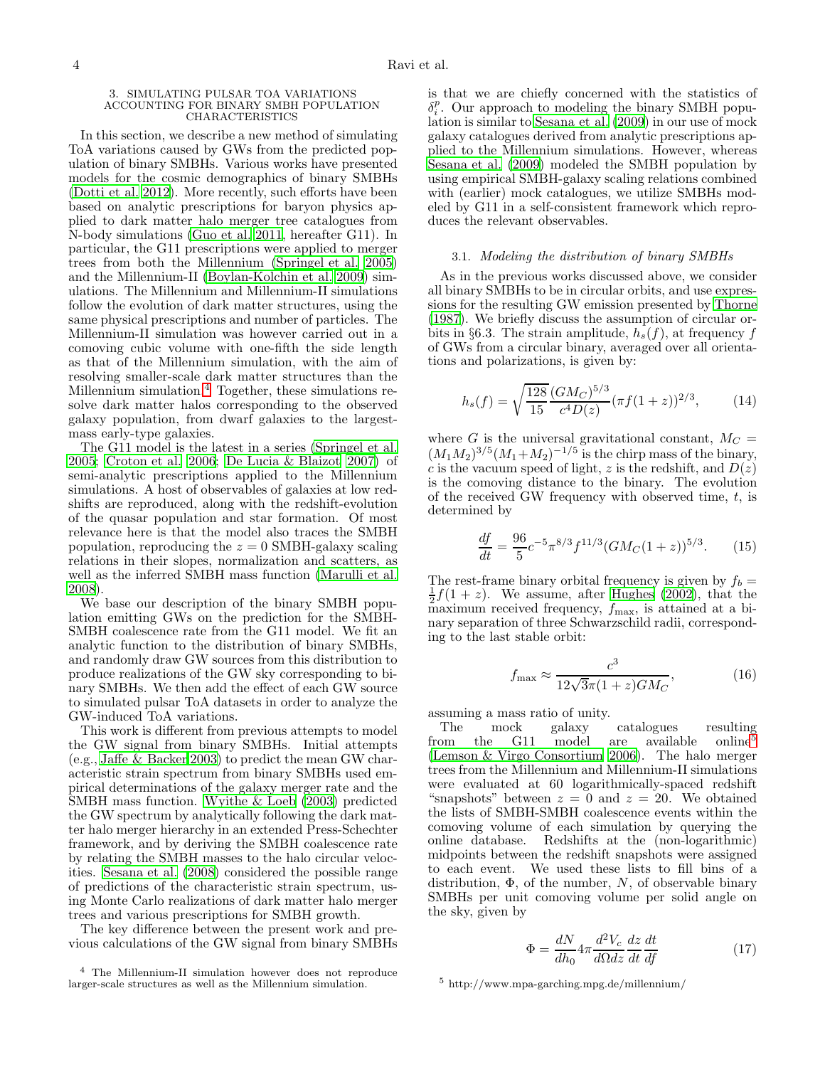## 3. SIMULATING PULSAR TOA VARIATIONS ACCOUNTING FOR BINARY SMBH POPULATION CHARACTERISTICS

In this section, we describe a new method of simulating ToA variations caused by GWs from the predicted population of binary SMBHs. Various works have presented models for the cosmic demographics of binary SMBHs (Dotti et al. 2012). More recently, such efforts have been based on analytic prescriptions for baryon physics applied to dark matter halo merger tree catalogues from N-body simulations (Guo et al. 2011, hereafter G11). In particular, the G11 prescriptions were applied to merger trees from both the Millennium (Springel et al. 2005) and the Millennium-II (Boylan-Kolchin et al. 2009) simulations. The Millennium and Millennium-II simulations follow the evolution of dark matter structures, using the same physical prescriptions and number of particles. The Millennium-II simulation was however carried out in a comoving cubic volume with one-fifth the side length as that of the Millennium simulation, with the aim of resolving smaller-scale dark matter structures than the Millennium simulation.[4] Together, these simulations resolve dark matter halos corresponding to the observed galaxy population, from dwarf galaxies to the largest-mass early-type galaxies.

The G11 model is the latest in a series (Springel et al. 2005; Croton et al. 2006; De Lucia & Blaizot 2007) of semi-analytic prescriptions applied to the Millennium simulations. A host of observables of galaxies at low redshifts are reproduced, along with the redshift-evolution of the quasar population and star formation. Of most relevance here is that the model also traces the SMBH population, reproducing the $z=0$ SMBH-galaxy scaling relations in their slopes, normalization and scatters, as well as the inferred SMBH mass function (Marulli et al. 2008).

We base our description of the binary SMBH population emitting GWs on the prediction for the SMBH-SMBH coalescence rate from the G11 model. We fit an analytic function to the distribution of binary SMBHs, and randomly draw GW sources from this distribution to produce realizations of the GW sky corresponding to binary SMBHs. We then add the effect of each GW source to simulated pulsar ToA datasets in order to analyze the GW-induced ToA variations.

This work is different from previous attempts to model the GW signal from binary SMBHs. Initial attempts (e.g., Jaffe & Backer 2003) to predict the mean GW characteristic strain spectrum from binary SMBHs used empirical determinations of the galaxy merger rate and the SMBH mass function. Wyithe & Loeb (2003) predicted the GW spectrum by analytically following the dark matter halo merger hierarchy in an extended Press-Schechter framework, and by deriving the SMBH coalescence rate by relating the SMBH masses to the halo circular velocities. Sesana et al. (2008) considered the possible range of predictions of the characteristic strain spectrum, using Monte Carlo realizations of dark matter halo merger trees and various prescriptions for SMBH growth.

The key difference between the present work and previous calculations of the GW signal from binary SMBHs is that we are chiefly concerned with the statistics of $\delta_i^p$. Our approach to modeling the binary SMBH population is similar to Sesana et al. (2009) in our use of mock galaxy catalogues derived from analytic prescriptions applied to the Millennium simulations. However, whereas Sesana et al. (2009) modeled the SMBH population by using empirical SMBH-galaxy scaling relations combined with (earlier) mock catalogues, we utilize SMBHs modeled by G11 in a self-consistent framework which reproduces the relevant observables.

### 3.1. *Modeling the distribution of binary SMBHs*

As in the previous works discussed above, we consider all binary SMBHs to be in circular orbits, and use expressions for the resulting GW emission presented by Thorne (1987). We briefly discuss the assumption of circular orbits in §6.3. The strain amplitude, $h_s(f)$, at frequency $f$ of GWs from a circular binary, averaged over all orientations and polarizations, is given by:

$$h_s(f) = \sqrt{\frac{128}{15}}\frac{(GM_C)^{5/3}}{c^4 D(z)}(\pi f(1+z))^{2/3}, \tag{14}$$

where $G$ is the universal gravitational constant, $M_C = (M_1M_2)^{3/5}(M_1+M_2)^{-1/5}$ is the chirp mass of the binary, $c$ is the vacuum speed of light, $z$ is the redshift, and $D(z)$ is the comoving distance to the binary. The evolution of the received GW frequency with observed time, $t$, is determined by

$$\frac{df}{dt} = \frac{96}{5}c^{-5}\pi^{8/3}f^{11/3}(GM_C(1+z))^{5/3}. \tag{15}$$

The rest-frame binary orbital frequency is given by $f_b = \frac{1}{2}f(1+z)$. We assume, after Hughes (2002), that the maximum received frequency, $f_{\rm max}$, is attained at a binary separation of three Schwarzschild radii, corresponding to the last stable orbit:

$$f_{\rm max} \approx \frac{c^3}{12\sqrt{3}\pi(1+z)GM_C}, \tag{16}$$

assuming a mass ratio of unity.

The mock galaxy catalogues resulting from the G11 model are available online[5] (Lemson & Virgo Consortium 2006). The halo merger trees from the Millennium and Millennium-II simulations were evaluated at 60 logarithmically-spaced redshift "snapshots" between $z=0$ and $z=20$. We obtained the lists of SMBH-SMBH coalescence events within the comoving volume of each simulation by querying the online database. Redshifts at the (non-logarithmic) midpoints between the redshift snapshots were assigned to each event. We used these lists to fill bins of a distribution, $\Phi$, of the number, $N$, of observable binary SMBHs per unit comoving volume per solid angle on the sky, given by

$$\Phi = \frac{dN}{dh_0}4\pi\frac{d^2V_c}{d\Omega dz}\frac{dz}{dt}\frac{dt}{df} \tag{17}$$

[4] The Millennium-II simulation however does not reproduce larger-scale structures as well as the Millennium simulation.

[5] http://www.mpa-garching.mpg.de/millennium/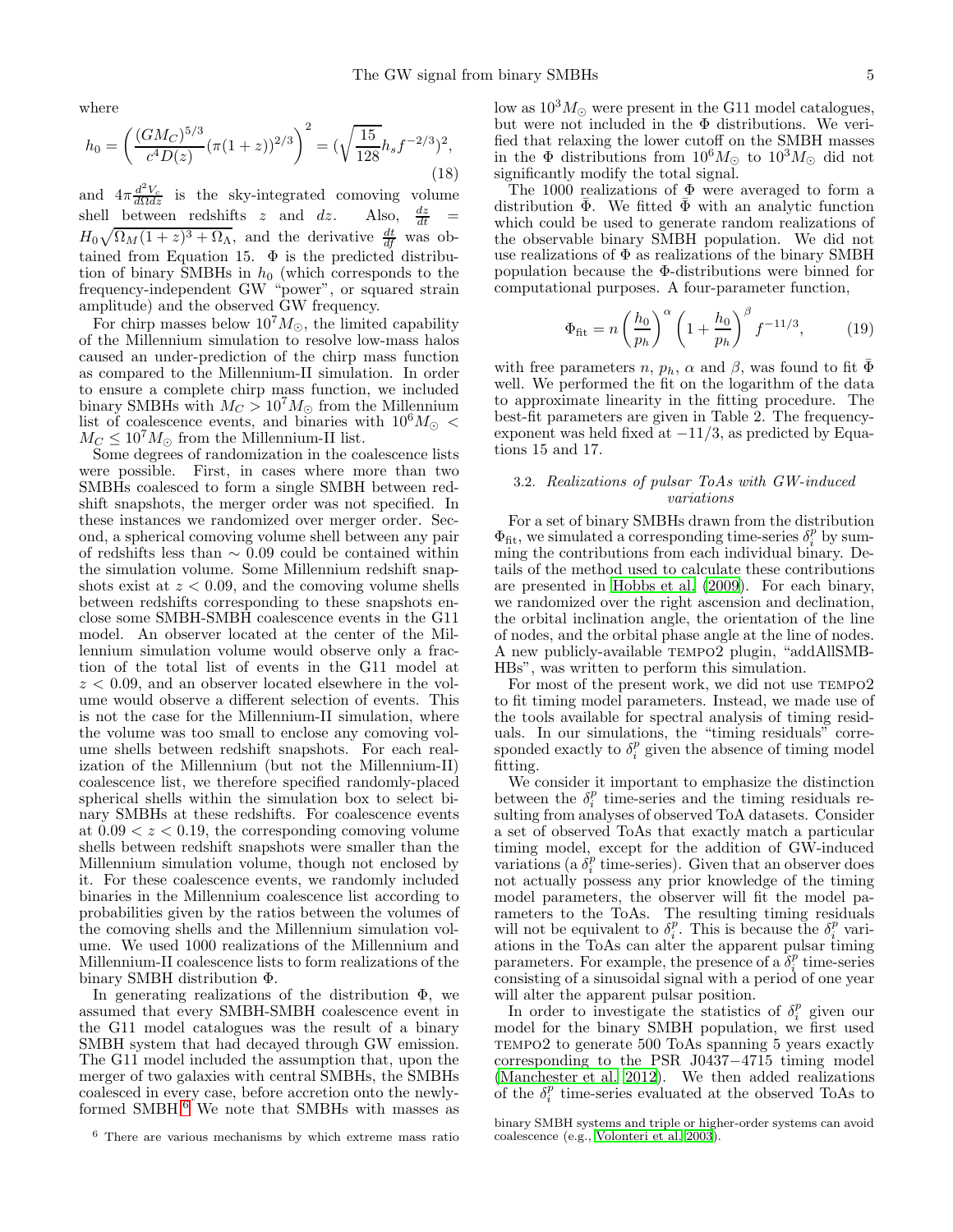where

$$h_0 = \left( \frac{(GM_C)^{5/3}}{c^4 D(z)} (\pi(1+z))^{2/3} \right)^2 = (\sqrt{\frac{15}{128}} h_s f^{-2/3})^2, \tag{18}$$

and $4\pi \frac{d^2 V_c}{d\Omega dz}$ is the sky-integrated comoving volume shell between redshifts $z$ and $dz$. Also, $\frac{dz}{dt} = H_0 \sqrt{\Omega_M (1+z)^3 + \Omega_\Lambda}$, and the derivative $\frac{dt}{df}$ was obtained from Equation 15. $\Phi$ is the predicted distribution of binary SMBHs in $h_0$ (which corresponds to the frequency-independent GW "power", or squared strain amplitude) and the observed GW frequency.

For chirp masses below $10^7 M_\odot$, the limited capability of the Millennium simulation to resolve low-mass halos caused an under-prediction of the chirp mass function as compared to the Millennium-II simulation. In order to ensure a complete chirp mass function, we included binary SMBHs with $M_C > 10^7 M_\odot$ from the Millennium list of coalescence events, and binaries with $10^6 M_\odot < M_C \leq 10^7 M_\odot$ from the Millennium-II list.

Some degrees of randomization in the coalescence lists were possible. First, in cases where more than two SMBHs coalesced to form a single SMBH between redshift snapshots, the merger order was not specified. In these instances we randomized over merger order. Second, a spherical comoving volume shell between any pair of redshifts less than $\sim 0.09$ could be contained within the simulation volume. Some Millennium redshift snapshots exist at $z < 0.09$, and the comoving volume shells between redshifts corresponding to these snapshots enclose some SMBH-SMBH coalescence events in the G11 model. An observer located at the center of the Millennium simulation volume would observe only a fraction of the total list of events in the G11 model at $z < 0.09$, and an observer located elsewhere in the volume would observe a different selection of events. This is not the case for the Millennium-II simulation, where the volume was too small to enclose any comoving volume shells between redshift snapshots. For each realization of the Millennium (but not the Millennium-II) coalescence list, we therefore specified randomly-placed spherical shells within the simulation box to select binary SMBHs at these redshifts. For coalescence events at $0.09 < z < 0.19$, the corresponding comoving volume shells between redshift snapshots were smaller than the Millennium simulation volume, though not enclosed by it. For these coalescence events, we randomly included binaries in the Millennium coalescence list according to probabilities given by the ratios between the volumes of the comoving shells and the Millennium simulation volume. We used 1000 realizations of the Millennium and Millennium-II coalescence lists to form realizations of the binary SMBH distribution $\Phi$.

In generating realizations of the distribution $\Phi$, we assumed that every SMBH-SMBH coalescence event in the G11 model catalogues was the result of a binary SMBH system that had decayed through GW emission. The G11 model included the assumption that, upon the merger of two galaxies with central SMBHs, the SMBHs coalesced in every case, before accretion onto the newly-formed SMBH.[6] We note that SMBHs with masses as low as $10^3 M_\odot$ were present in the G11 model catalogues, but were not included in the $\Phi$ distributions. We verified that relaxing the lower cutoff on the SMBH masses in the $\Phi$ distributions from $10^6 M_\odot$ to $10^3 M_\odot$ did not significantly modify the total signal.

The 1000 realizations of $\Phi$ were averaged to form a distribution $\bar{\Phi}$. We fitted $\bar{\Phi}$ with an analytic function which could be used to generate random realizations of the observable binary SMBH population. We did not use realizations of $\Phi$ as realizations of the binary SMBH population because the $\Phi$-distributions were binned for computational purposes. A four-parameter function,

$$\Phi_{\rm fit} = n \left( \frac{h_0}{p_h} \right)^\alpha \left( 1 + \frac{h_0}{p_h} \right)^\beta f^{-11/3}, \tag{19}$$

with free parameters $n$, $p_h$, $\alpha$ and $\beta$, was found to fit $\bar{\Phi}$ well. We performed the fit on the logarithm of the data to approximate linearity in the fitting procedure. The best-fit parameters are given in Table 2. The frequency-exponent was held fixed at $-11/3$, as predicted by Equations 15 and 17.

### 3.2. *Realizations of pulsar ToAs with GW-induced variations*

For a set of binary SMBHs drawn from the distribution $\Phi_{\rm fit}$, we simulated a corresponding time-series $\delta_i^p$ by summing the contributions from each individual binary. Details of the method used to calculate these contributions are presented in Hobbs et al. (2009). For each binary, we randomized over the right ascension and declination, the orbital inclination angle, the orientation of the line of nodes, and the orbital phase angle at the line of nodes. A new publicly-available TEMPO2 plugin, "addAllSMBHBs", was written to perform this simulation.

For most of the present work, we did not use TEMPO2 to fit timing model parameters. Instead, we made use of the tools available for spectral analysis of timing residuals. In our simulations, the "timing residuals" corresponded exactly to $\delta_i^p$ given the absence of timing model fitting.

We consider it important to emphasize the distinction between the $\delta_i^p$ time-series and the timing residuals resulting from analyses of observed ToA datasets. Consider a set of observed ToAs that exactly match a particular timing model, except for the addition of GW-induced variations (a $\delta_i^p$ time-series). Given that an observer does not actually possess any prior knowledge of the timing model parameters, the observer will fit the model parameters to the ToAs. The resulting timing residuals will not be equivalent to $\delta_i^p$. This is because the $\delta_i^p$ variations in the ToAs can alter the apparent pulsar timing parameters. For example, the presence of a $\delta_i^p$ time-series consisting of a sinusoidal signal with a period of one year will alter the apparent pulsar position.

In order to investigate the statistics of $\delta_i^p$ given our model for the binary SMBH population, we first used TEMPO2 to generate 500 ToAs spanning 5 years exactly corresponding to the PSR J0437−4715 timing model (Manchester et al. 2012). We then added realizations of the $\delta_i^p$ time-series evaluated at the observed ToAs to

[6] There are various mechanisms by which extreme mass ratio binary SMBH systems and triple or higher-order systems can avoid coalescence (e.g., Volonteri et al. 2003).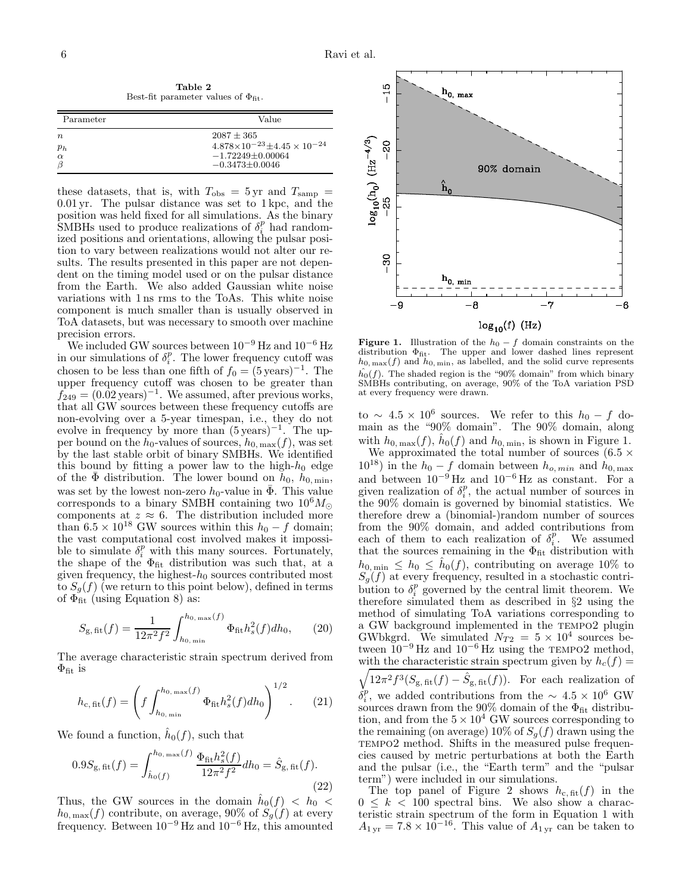**Table 2**
Best-fit parameter values of $\Phi_{\rm fit}$.

| Parameter | Value |
|---|---|
| $n$ | $2087 \pm 365$ |
| $p_h$ | $4.878{\times}10^{-23}{\pm}4.45\times10^{-24}$ |
| $\alpha$ | $-1.72249{\pm}0.00064$ |
| $\beta$ | $-0.3473{\pm}0.0046$ |

these datasets, that is, with $T_{\rm obs} = 5\,{\rm yr}$ and $T_{\rm samp} = 0.01\,{\rm yr}$. The pulsar distance was set to 1 kpc, and the position was held fixed for all simulations. As the binary SMBHs used to produce realizations of $\delta_i^p$ had randomized positions and orientations, allowing the pulsar position to vary between realizations would not alter our results. The results presented in this paper are not dependent on the timing model used or on the pulsar distance from the Earth. We also added Gaussian white noise variations with 1 ns rms to the ToAs. This white noise component is much smaller than is usually observed in ToA datasets, but was necessary to smooth over machine precision errors.

We included GW sources between $10^{-9}$ Hz and $10^{-6}$ Hz in our simulations of $\delta_i^p$. The lower frequency cutoff was chosen to be less than one fifth of $f_0 = (5\,{\rm years})^{-1}$. The upper frequency cutoff was chosen to be greater than $f_{249} = (0.02\,{\rm years})^{-1}$. We assumed, after previous works, that all GW sources between these frequency cutoffs are non-evolving over a 5-year timespan, i.e., they do not evolve in frequency by more than $(5\,{\rm years})^{-1}$. The upper bound on the $h_0$-values of sources, $h_{0,\,\rm max}(f)$, was set by the last stable orbit of binary SMBHs. We identified this bound by fitting a power law to the high-$h_0$ edge of the $\bar{\Phi}$ distribution. The lower bound on $h_0$, $h_{0,\,\rm min}$, was set by the lowest non-zero $h_0$-value in $\bar{\Phi}$. This value corresponds to a binary SMBH containing two $10^6 M_\odot$ components at $z \approx 6$. The distribution included more than $6.5\times10^{18}$ GW sources within this $h_0 - f$ domain; the vast computational cost involved makes it impossible to simulate $\delta_i^p$ with this many sources. Fortunately, the shape of the $\Phi_{\rm fit}$ distribution was such that, at a given frequency, the highest-$h_0$ sources contributed most to $S_g(f)$ (we return to this point below), defined in terms of $\Phi_{\rm fit}$ (using Equation 8) as:

$$S_{\rm g,\,fit}(f) = \frac{1}{12\pi^2 f^2}\int_{h_{0,\,\rm min}}^{h_{0,\,\rm max}(f)} \Phi_{\rm fit} h_s^2(f) dh_0, \qquad (20)$$

The average characteristic strain spectrum derived from $\Phi_{\rm fit}$ is

$$h_{\rm c,\,fit}(f) = \left(f\int_{h_{0,\,\rm min}}^{h_{0,\,\rm max}(f)} \Phi_{\rm fit} h_s^2(f) dh_0\right)^{1/2}. \qquad (21)$$

We found a function, $\hat{h}_0(f)$, such that

$$0.9 S_{\rm g,\,fit}(f) = \int_{\hat{h}_0(f)}^{h_{0,\,\rm max}(f)} \frac{\Phi_{\rm fit} h_s^2(f)}{12\pi^2 f^2} dh_0 = \hat{S}_{\rm g,\,fit}(f). \qquad (22)$$

Thus, the GW sources in the domain $\hat{h}_0(f) < h_0 < h_{0,\,\rm max}(f)$ contribute, on average, 90% of $S_g(f)$ at every frequency. Between $10^{-9}$ Hz and $10^{-6}$ Hz, this amounted to $\sim 4.5\times10^6$ sources. We refer to this $h_0 - f$ domain as the "90% domain". The 90% domain, along with $h_{0,\,\rm max}(f)$, $\hat{h}_0(f)$ and $h_{0,\,\rm min}$, is shown in Figure 1.

**Figure 1.** Illustration of the $h_0 - f$ domain constraints on the distribution $\Phi_{\rm fit}$. The upper and lower dashed lines represent $h_{0,\,\rm max}(f)$ and $h_{0,\,\rm min}$, as labelled, and the solid curve represents $\hat{h_0}(f)$. The shaded region is the "90% domain" from which binary SMBHs contributing, on average, 90% of the ToA variation PSD at every frequency were drawn.

We approximated the total number of sources ($6.5\times10^{18}$) in the $h_0 - f$ domain between $h_{o,\,min}$ and $h_{0,\,\rm max}$ and between $10^{-9}$ Hz and $10^{-6}$ Hz as constant. For a given realization of $\delta_i^p$, the actual number of sources in the 90% domain is governed by binomial statistics. We therefore drew a (binomial-)random number of sources from the 90% domain, and added contributions from each of them to each realization of $\delta_i^p$. We assumed that the sources remaining in the $\Phi_{\rm fit}$ distribution with $h_{0,\,\rm min} \le h_0 \le \hat{h}_0(f)$, contributing on average 10% to $S_g(f)$ at every frequency, resulted in a stochastic contribution to $\delta_i^p$ governed by the central limit theorem. We therefore simulated them as described in §2 using the method of simulating ToA variations corresponding to a GW background implemented in the TEMPO2 plugin GWbkgrd. We simulated $N_{T2} = 5\times10^4$ sources between $10^{-9}$ Hz and $10^{-6}$ Hz using the TEMPO2 method, with the characteristic strain spectrum given by $h_c(f) = \sqrt{12\pi^2 f^3 (S_{\rm g,\,fit}(f) - \hat{S}_{\rm g,\,fit}(f))}$. For each realization of $\delta_i^p$, we added contributions from the $\sim 4.5\times10^6$ GW sources drawn from the 90% domain of the $\Phi_{\rm fit}$ distribution, and from the $5\times10^4$ GW sources corresponding to the remaining (on average) 10% of $S_g(f)$ drawn using the TEMPO2 method. Shifts in the measured pulse frequencies caused by metric perturbations at both the Earth and the pulsar (i.e., the "Earth term" and the "pulsar term") were included in our simulations.

The top panel of Figure 2 shows $h_{\rm c,\,fit}(f)$ in the $0 \le k < 100$ spectral bins. We also show a characteristic strain spectrum of the form in Equation 1 with $A_{1\,\rm yr} = 7.8\times10^{-16}$. This value of $A_{1\,\rm yr}$ can be taken to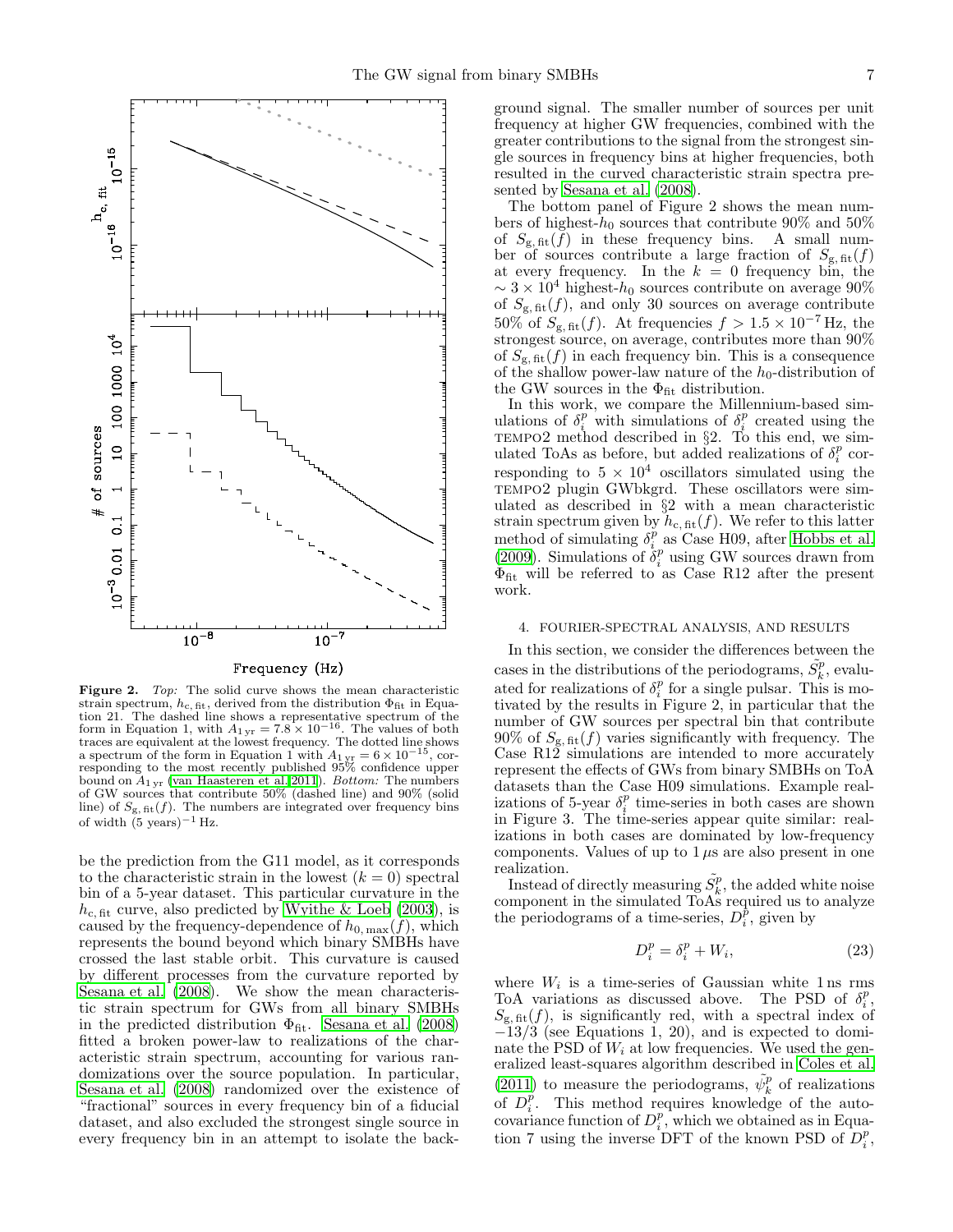**Figure 2.** *Top:* The solid curve shows the mean characteristic strain spectrum, $h_{\rm c,\,fit}$, derived from the distribution $\Phi_{\rm fit}$ in Equation 21. The dashed line shows a representative spectrum of the form in Equation 1, with $A_{1\,\rm yr} = 7.8 \times 10^{-16}$. The values of both traces are equivalent at the lowest frequency. The dotted line shows a spectrum of the form in Equation 1 with $A_{1\,\rm yr} = 6 \times 10^{-15}$, corresponding to the most recently published 95% confidence upper bound on $A_{1\,\rm yr}$ (van Haasteren et al. 2011). *Bottom:* The numbers of GW sources that contribute 50% (dashed line) and 90% (solid line) of $S_{\rm g,\,fit}(f)$. The numbers are integrated over frequency bins of width (5 years)$^{-1}$ Hz.

be the prediction from the G11 model, as it corresponds to the characteristic strain in the lowest ($k = 0$) spectral bin of a 5-year dataset. This particular curvature in the $h_{\rm c,\,fit}$ curve, also predicted by Wyithe & Loeb (2003), is caused by the frequency-dependence of $h_{0,\,\rm max}(f)$, which represents the bound beyond which binary SMBHs have crossed the last stable orbit. This curvature is caused by different processes from the curvature reported by Sesana et al. (2008). We show the mean characteristic strain spectrum for GWs from all binary SMBHs in the predicted distribution $\Phi_{\rm fit}$. Sesana et al. (2008) fitted a broken power-law to realizations of the characteristic strain spectrum, accounting for various randomizations over the source population. In particular, Sesana et al. (2008) randomized over the existence of "fractional" sources in every frequency bin of a fiducial dataset, and also excluded the strongest single source in every frequency bin in an attempt to isolate the background signal. The smaller number of sources per unit frequency at higher GW frequencies, combined with the greater contributions to the signal from the strongest single sources in frequency bins at higher frequencies, both resulted in the curved characteristic strain spectra presented by Sesana et al. (2008).

The bottom panel of Figure 2 shows the mean numbers of highest-$h_0$ sources that contribute 90% and 50% of $S_{\rm g,\,fit}(f)$ in these frequency bins. A small number of sources contribute a large fraction of $S_{\rm g,\,fit}(f)$ at every frequency. In the $k = 0$ frequency bin, the $\sim 3 \times 10^4$ highest-$h_0$ sources contribute on average 90% of $S_{\rm g,\,fit}(f)$, and only 30 sources on average contribute 50% of $S_{\rm g,\,fit}(f)$. At frequencies $f > 1.5 \times 10^{-7}$ Hz, the strongest source, on average, contributes more than 90% of $S_{\rm g,\,fit}(f)$ in each frequency bin. This is a consequence of the shallow power-law nature of the $h_0$-distribution of the GW sources in the $\Phi_{\rm fit}$ distribution.

In this work, we compare the Millennium-based simulations of $\delta_i^p$ with simulations of $\delta_i^p$ created using the TEMPO2 method described in §2. To this end, we simulated ToAs as before, but added realizations of $\delta_i^p$ corresponding to $5 \times 10^4$ oscillators simulated using the TEMPO2 plugin GWbkgrd. These oscillators were simulated as described in §2 with a mean characteristic strain spectrum given by $h_{\rm c,\,fit}(f)$. We refer to this latter method of simulating $\delta_i^p$ as Case H09, after Hobbs et al. (2009). Simulations of $\delta_i^p$ using GW sources drawn from $\Phi_{\rm fit}$ will be referred to as Case R12 after the present work.

## 4. FOURIER-SPECTRAL ANALYSIS, AND RESULTS

In this section, we consider the differences between the cases in the distributions of the periodograms, $\tilde{S}_k^p$, evaluated for realizations of $\delta_i^p$ for a single pulsar. This is motivated by the results in Figure 2, in particular that the number of GW sources per spectral bin that contribute 90% of $S_{\rm g,\,fit}(f)$ varies significantly with frequency. The Case R12 simulations are intended to more accurately represent the effects of GWs from binary SMBHs on ToA datasets than the Case H09 simulations. Example realizations of 5-year $\delta_i^p$ time-series in both cases are shown in Figure 3. The time-series appear quite similar: realizations in both cases are dominated by low-frequency components. Values of up to $1\,\mu$s are also present in one realization.

Instead of directly measuring $\tilde{S}_k^p$, the added white noise component in the simulated ToAs required us to analyze the periodograms of a time-series, $D_i^p$, given by

$$D_i^p = \delta_i^p + W_i, \tag{23}$$

where $W_i$ is a time-series of Gaussian white 1 ns rms ToA variations as discussed above. The PSD of $\delta_i^p$, $S_{\rm g,\,fit}(f)$, is significantly red, with a spectral index of $-13/3$ (see Equations 1, 20), and is expected to dominate the PSD of $W_i$ at low frequencies. We used the generalized least-squares algorithm described in Coles et al. (2011) to measure the periodograms, $\tilde{\psi}_k^p$ of realizations of $D_i^p$. This method requires knowledge of the autocovariance function of $D_i^p$, which we obtained as in Equation 7 using the inverse DFT of the known PSD of $D_i^p$,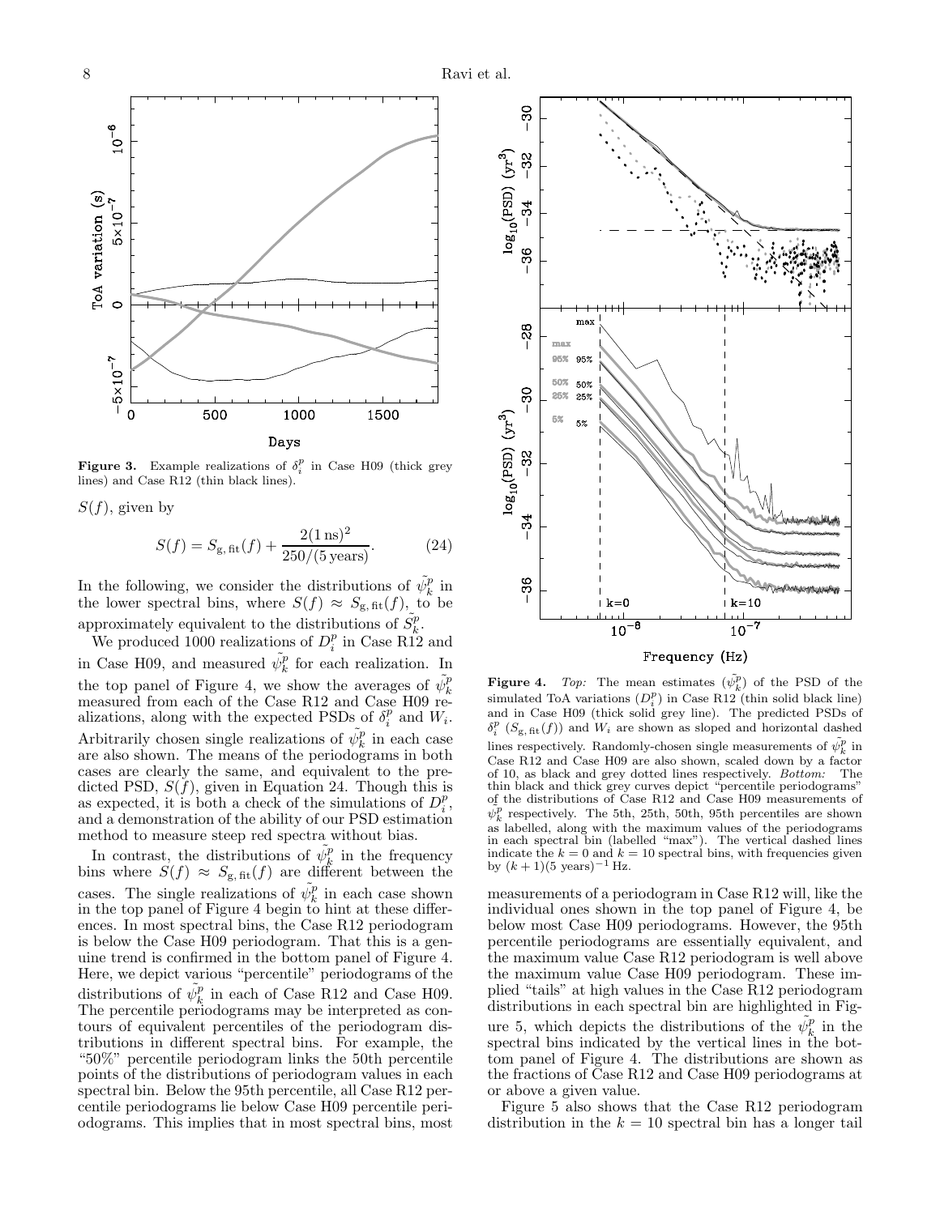**Figure 3.** Example realizations of $\delta_i^p$ in Case H09 (thick grey lines) and Case R12 (thin black lines).

$S(f)$, given by

$$S(f) = S_{\rm g,\,fit}(f) + \frac{2(1\,{\rm ns})^2}{250/(5\,{\rm years})}. \quad (24)$$

In the following, we consider the distributions of $\tilde{\psi}_k^p$ in the lower spectral bins, where $S(f) \approx S_{\rm g,\,fit}(f)$, to be approximately equivalent to the distributions of $\tilde{S}_k^p$.

We produced 1000 realizations of $D_i^p$ in Case R12 and in Case H09, and measured $\tilde{\psi}_k^p$ for each realization. In the top panel of Figure 4, we show the averages of $\tilde{\psi}_k^p$ measured from each of the Case R12 and Case H09 realizations, along with the expected PSDs of $\delta_i^p$ and $W_i$. Arbitrarily chosen single realizations of $\tilde{\psi}_k^p$ in each case are also shown. The means of the periodograms in both cases are clearly the same, and equivalent to the predicted PSD, $S(f)$, given in Equation 24. Though this is as expected, it is both a check of the simulations of $D_i^p$, and a demonstration of the ability of our PSD estimation method to measure steep red spectra without bias.

In contrast, the distributions of $\tilde{\psi}_k^p$ in the frequency bins where $S(f) \approx S_{\rm g,\,fit}(f)$ are different between the cases. The single realizations of $\tilde{\psi}_k^p$ in each case shown in the top panel of Figure 4 begin to hint at these differences. In most spectral bins, the Case R12 periodogram is below the Case H09 periodogram. That this is a genuine trend is confirmed in the bottom panel of Figure 4. Here, we depict various "percentile" periodograms of the distributions of $\tilde{\psi}_k^p$ in each of Case R12 and Case H09. The percentile periodograms may be interpreted as contours of equivalent percentiles of the periodogram distributions in different spectral bins. For example, the "50%" percentile periodogram links the 50th percentile points of the distributions of periodogram values in each spectral bin. Below the 95th percentile, all Case R12 percentile periodograms lie below Case H09 percentile periodograms. This implies that in most spectral bins, most

**Figure 4.** *Top:* The mean estimates ($\tilde{\psi}_k^p$) of the PSD of the simulated ToA variations ($D_i^p$) in Case R12 (thin solid black line) and in Case H09 (thick solid grey line). The predicted PSDs of $\delta_i^p$ ($S_{\rm g,\,fit}(f)$) and $W_i$ are shown as sloped and horizontal dashed lines respectively. Randomly-chosen single measurements of $\tilde{\psi}_k^p$ in Case R12 and Case H09 are also shown, scaled down by a factor of 10, as black and grey dotted lines respectively. *Bottom:* The thin black and thick grey curves depict "percentile periodograms" of the distributions of Case R12 and Case H09 measurements of $\tilde{\psi}_k^p$ respectively. The 5th, 25th, 50th, 95th percentiles are shown as labelled, along with the maximum values of the periodograms in each spectral bin (labelled "max"). The vertical dashed lines indicate the $k = 0$ and $k = 10$ spectral bins, with frequencies given by $(k + 1)(5\ {\rm years})^{-1}$ Hz.

measurements of a periodogram in Case R12 will, like the individual ones shown in the top panel of Figure 4, be below most Case H09 periodograms. However, the 95th percentile periodograms are essentially equivalent, and the maximum value Case R12 periodogram is well above the maximum value Case H09 periodogram. These implied "tails" at high values in the Case R12 periodogram distributions in each spectral bin are highlighted in Figure 5, which depicts the distributions of the $\tilde{\psi}_k^p$ in the spectral bins indicated by the vertical lines in the bottom panel of Figure 4. The distributions are shown as the fractions of Case R12 and Case H09 periodograms at or above a given value.

Figure 5 also shows that the Case R12 periodogram distribution in the $k = 10$ spectral bin has a longer tail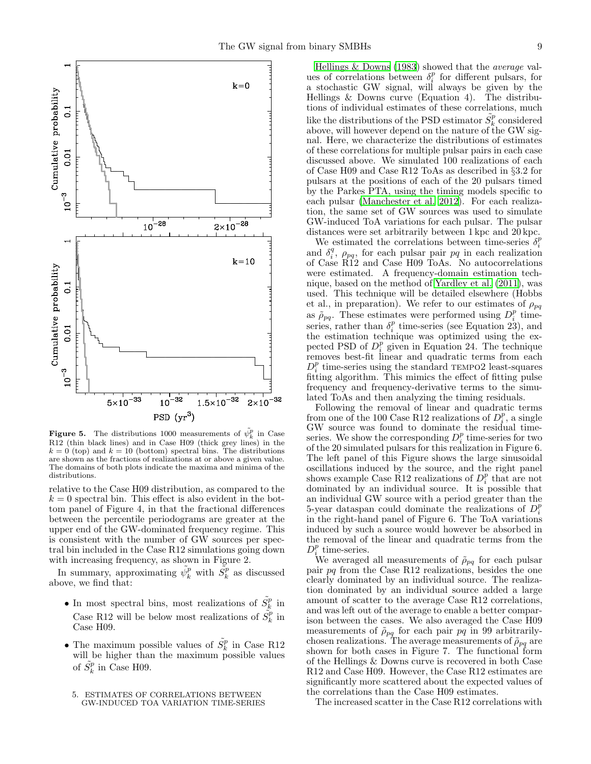**Figure 5.** The distributions 1000 measurements of $\tilde{\psi}_k^p$ in Case R12 (thin black lines) and in Case H09 (thick grey lines) in the $k = 0$ (top) and $k = 10$ (bottom) spectral bins. The distributions are shown as the fractions of realizations at or above a given value. The domains of both plots indicate the maxima and minima of the distributions.

relative to the Case H09 distribution, as compared to the $k = 0$ spectral bin. This effect is also evident in the bottom panel of Figure 4, in that the fractional differences between the percentile periodograms are greater at the upper end of the GW-dominated frequency regime. This is consistent with the number of GW sources per spectral bin included in the Case R12 simulations going down with increasing frequency, as shown in Figure 2.

In summary, approximating $\tilde{\psi}_k^p$ with $\tilde{S}_k^p$ as discussed above, we find that:

- In most spectral bins, most realizations of $\tilde{S}_k^p$ in Case R12 will be below most realizations of $\tilde{S}_k^p$ in Case H09.
- The maximum possible values of $\tilde{S}_k^p$ in Case R12 will be higher than the maximum possible values of $\tilde{S}_k^p$ in Case H09.

## 5. ESTIMATES OF CORRELATIONS BETWEEN GW-INDUCED TOA VARIATION TIME-SERIES

Hellings & Downs (1983) showed that the *average* values of correlations between $\delta_i^p$ for different pulsars, for a stochastic GW signal, will always be given by the Hellings & Downs curve (Equation 4). The distributions of individual estimates of these correlations, much like the distributions of the PSD estimator $\tilde{S}_k^p$ considered above, will however depend on the nature of the GW signal. Here, we characterize the distributions of estimates of these correlations for multiple pulsar pairs in each case discussed above. We simulated 100 realizations of each of Case H09 and Case R12 ToAs as described in §3.2 for pulsars at the positions of each of the 20 pulsars timed by the Parkes PTA, using the timing models specific to each pulsar (Manchester et al. 2012). For each realization, the same set of GW sources was used to simulate GW-induced ToA variations for each pulsar. The pulsar distances were set arbitrarily between 1 kpc and 20 kpc.

We estimated the correlations between time-series $\delta_i^p$ and $\delta_i^q$, $\rho_{pq}$, for each pulsar pair $pq$ in each realization of Case R12 and Case H09 ToAs. No autocorrelations were estimated. A frequency-domain estimation technique, based on the method of Yardley et al. (2011), was used. This technique will be detailed elsewhere (Hobbs et al., in preparation). We refer to our estimates of $\rho_{pq}$ as $\tilde{\rho}_{pq}$. These estimates were performed using $D_i^p$ time-series, rather than $\delta_i^p$ time-series (see Equation 23), and the estimation technique was optimized using the expected PSD of $D_i^p$ given in Equation 24. The technique removes best-fit linear and quadratic terms from each $D_i^p$ time-series using the standard TEMPO2 least-squares fitting algorithm. This mimics the effect of fitting pulse frequency and frequency-derivative terms to the simulated ToAs and then analyzing the timing residuals.

Following the removal of linear and quadratic terms from one of the 100 Case R12 realizations of $D_i^p$, a single GW source was found to dominate the residual time-series. We show the corresponding $D_i^p$ time-series for two of the 20 simulated pulsars for this realization in Figure 6. The left panel of this Figure shows the large sinusoidal oscillations induced by the source, and the right panel shows example Case R12 realizations of $D_i^p$ that are not dominated by an individual source. It is possible that an individual GW source with a period greater than the 5-year dataspan could dominate the realizations of $D_i^p$ in the right-hand panel of Figure 6. The ToA variations induced by such a source would however be absorbed in the removal of the linear and quadratic terms from the $D_i^p$ time-series.

We averaged all measurements of $\tilde{\rho}_{pq}$ for each pulsar pair $pq$ from the Case R12 realizations, besides the one clearly dominated by an individual source. The realization dominated by an individual source added a large amount of scatter to the average Case R12 correlations, and was left out of the average to enable a better comparison between the cases. We also averaged the Case H09 measurements of $\tilde{\rho}_{pq}$ for each pair $pq$ in 99 arbitrarily-chosen realizations. The average measurements of $\tilde{\rho}_{pq}$ are shown for both cases in Figure 7. The functional form of the Hellings & Downs curve is recovered in both Case R12 and Case H09. However, the Case R12 estimates are significantly more scattered about the expected values of the correlations than the Case H09 estimates.

The increased scatter in the Case R12 correlations with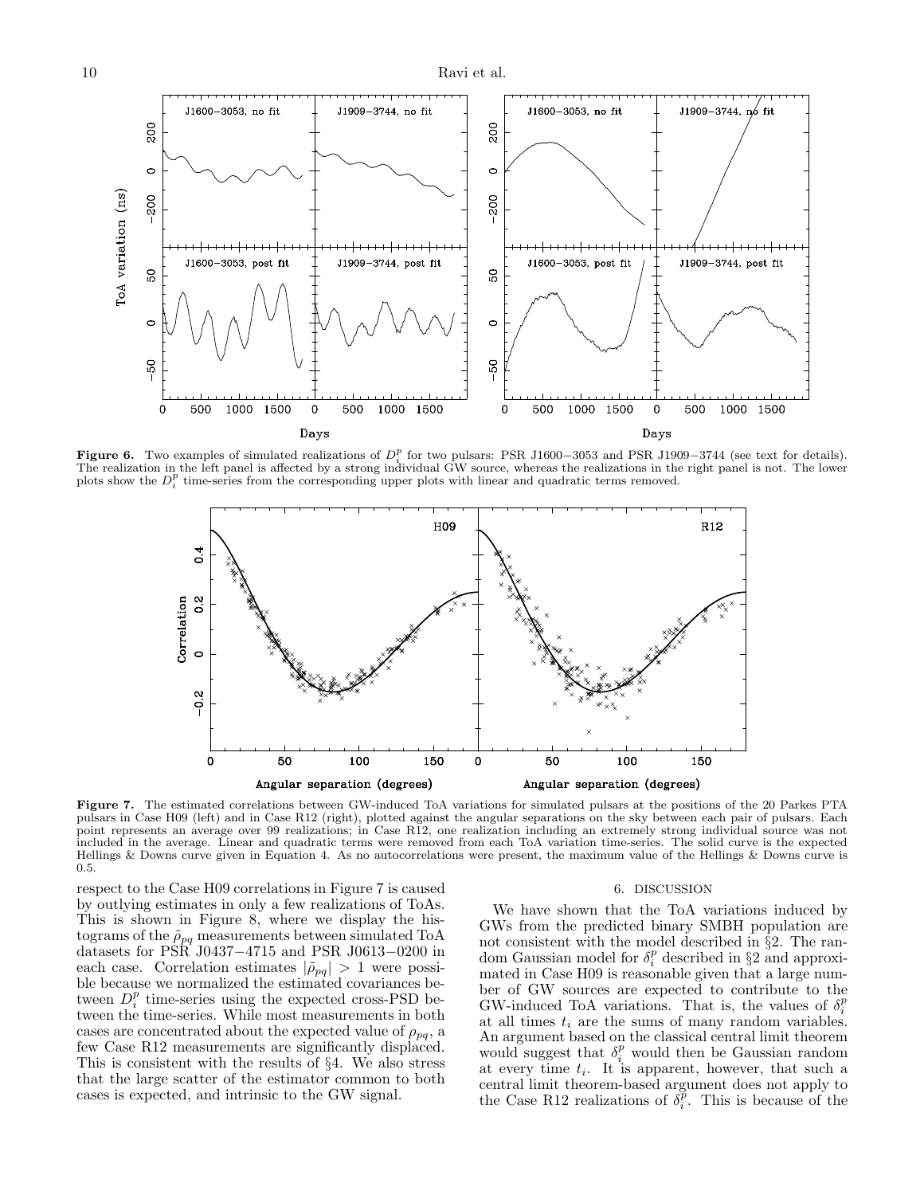**Figure 6.** Two examples of simulated realizations of $D_i^p$ for two pulsars: PSR J1600−3053 and PSR J1909−3744 (see text for details). The realization in the left panel is affected by a strong individual GW source, whereas the realizations in the right panel is not. The lower plots show the $D_i^p$ time-series from the corresponding upper plots with linear and quadratic terms removed.

**Figure 7.** The estimated correlations between GW-induced ToA variations for simulated pulsars at the positions of the 20 Parkes PTA pulsars in Case H09 (left) and in Case R12 (right), plotted against the angular separations on the sky between each pair of pulsars. Each point represents an average over 99 realizations; in Case R12, one realization including an extremely strong individual source was not included in the average. Linear and quadratic terms were removed from each ToA variation time-series. The solid curve is the expected Hellings & Downs curve given in Equation 4. As no autocorrelations were present, the maximum value of the Hellings & Downs curve is 0.5.

respect to the Case H09 correlations in Figure 7 is caused by outlying estimates in only a few realizations of ToAs. This is shown in Figure 8, where we display the histograms of the $\tilde{\rho}_{pq}$ measurements between simulated ToA datasets for PSR J0437−4715 and PSR J0613−0200 in each case. Correlation estimates $|\tilde{\rho}_{pq}| > 1$ were possible because we normalized the estimated covariances between $D_i^p$ time-series using the expected cross-PSD between the time-series. While most measurements in both cases are concentrated about the expected value of $\rho_{pq}$, a few Case R12 measurements are significantly displaced. This is consistent with the results of §4. We also stress that the large scatter of the estimator common to both cases is expected, and intrinsic to the GW signal.

## 6. DISCUSSION

We have shown that the ToA variations induced by GWs from the predicted binary SMBH population are not consistent with the model described in §2. The random Gaussian model for $\delta_i^p$ described in §2 and approximated in Case H09 is reasonable given that a large number of GW sources are expected to contribute to the GW-induced ToA variations. That is, the values of $\delta_i^p$ at all times $t_i$ are the sums of many random variables. An argument based on the classical central limit theorem would suggest that $\delta_i^p$ would then be Gaussian random at every time $t_i$. It is apparent, however, that such a central limit theorem-based argument does not apply to the Case R12 realizations of $\delta_i^p$. This is because of the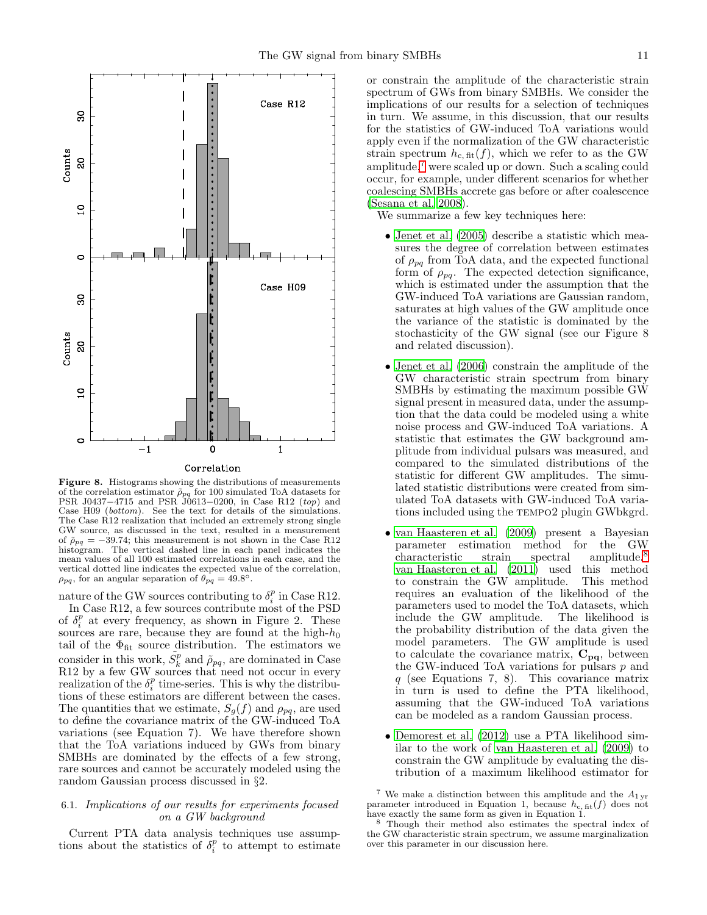**Figure 8.** Histograms showing the distributions of measurements of the correlation estimator $\tilde{\rho}_{pq}$ for 100 simulated ToA datasets for PSR J0437−4715 and PSR J0613−0200, in Case R12 (*top*) and Case H09 (*bottom*). See the text for details of the simulations. The Case R12 realization that included an extremely strong single GW source, as discussed in the text, resulted in a measurement of $\tilde{\rho}_{pq} = -39.74$; this measurement is not shown in the Case R12 histogram. The vertical dashed line in each panel indicates the mean values of all 100 estimated correlations in each case, and the vertical dotted line indicates the expected value of the correlation, $\rho_{pq}$, for an angular separation of $\theta_{pq} = 49.8°$.

nature of the GW sources contributing to $\delta_i^p$ in Case R12.

In Case R12, a few sources contribute most of the PSD of $\delta_i^p$ at every frequency, as shown in Figure 2. These sources are rare, because they are found at the high-$h_0$ tail of the $\Phi_{\rm fit}$ source distribution. The estimators we consider in this work, $\tilde{S}_k^p$ and $\tilde{\rho}_{pq}$, are dominated in Case R12 by a few GW sources that need not occur in every realization of the $\delta_i^p$ time-series. This is why the distributions of these estimators are different between the cases. The quantities that we estimate, $S_g(f)$ and $\rho_{pq}$, are used to define the covariance matrix of the GW-induced ToA variations (see Equation 7). We have therefore shown that the ToA variations induced by GWs from binary SMBHs are dominated by the effects of a few strong, rare sources and cannot be accurately modeled using the random Gaussian process discussed in §2.

### 6.1. *Implications of our results for experiments focused on a GW background*

Current PTA data analysis techniques use assumptions about the statistics of $\delta_i^p$ to attempt to estimate or constrain the amplitude of the characteristic strain spectrum of GWs from binary SMBHs. We consider the implications of our results for a selection of techniques in turn. We assume, in this discussion, that our results for the statistics of GW-induced ToA variations would apply even if the normalization of the GW characteristic strain spectrum $h_{\rm c,\,fit}(f)$, which we refer to as the GW amplitude,[7] were scaled up or down. Such a scaling could occur, for example, under different scenarios for whether coalescing SMBHs accrete gas before or after coalescence (Sesana et al. 2008).

We summarize a few key techniques here:

- Jenet et al. (2005) describe a statistic which measures the degree of correlation between estimates of $\rho_{pq}$ from ToA data, and the expected functional form of $\rho_{pq}$. The expected detection significance, which is estimated under the assumption that the GW-induced ToA variations are Gaussian random, saturates at high values of the GW amplitude once the variance of the statistic is dominated by the stochasticity of the GW signal (see our Figure 8 and related discussion).

- Jenet et al. (2006) constrain the amplitude of the GW characteristic strain spectrum from binary SMBHs by estimating the maximum possible GW signal present in measured data, under the assumption that the data could be modeled using a white noise process and GW-induced ToA variations. A statistic that estimates the GW background amplitude from individual pulsars was measured, and compared to the simulated distributions of the statistic for different GW amplitudes. The simulated statistic distributions were created from simulated ToA datasets with GW-induced ToA variations included using the TEMPO2 plugin GWbkgrd.

- van Haasteren et al. (2009) present a Bayesian parameter estimation method for the GW characteristic strain spectral amplitude.[8] van Haasteren et al. (2011) used this method to constrain the GW amplitude. This method requires an evaluation of the likelihood of the parameters used to model the ToA datasets, which include the GW amplitude. The likelihood is the probability distribution of the data given the model parameters. The GW amplitude is used to calculate the covariance matrix, $\mathbf{C_{pq}}$, between the GW-induced ToA variations for pulsars $p$ and $q$ (see Equations 7, 8). This covariance matrix in turn is used to define the PTA likelihood, assuming that the GW-induced ToA variations can be modeled as a random Gaussian process.

- Demorest et al. (2012) use a PTA likelihood similar to the work of van Haasteren et al. (2009) to constrain the GW amplitude by evaluating the distribution of a maximum likelihood estimator for

---

[7] We make a distinction between this amplitude and the $A_{1\,\rm yr}$ parameter introduced in Equation 1, because $h_{\rm c,\,fit}(f)$ does not have exactly the same form as given in Equation 1.

[8] Though their method also estimates the spectral index of the GW characteristic strain spectrum, we assume marginalization over this parameter in our discussion here.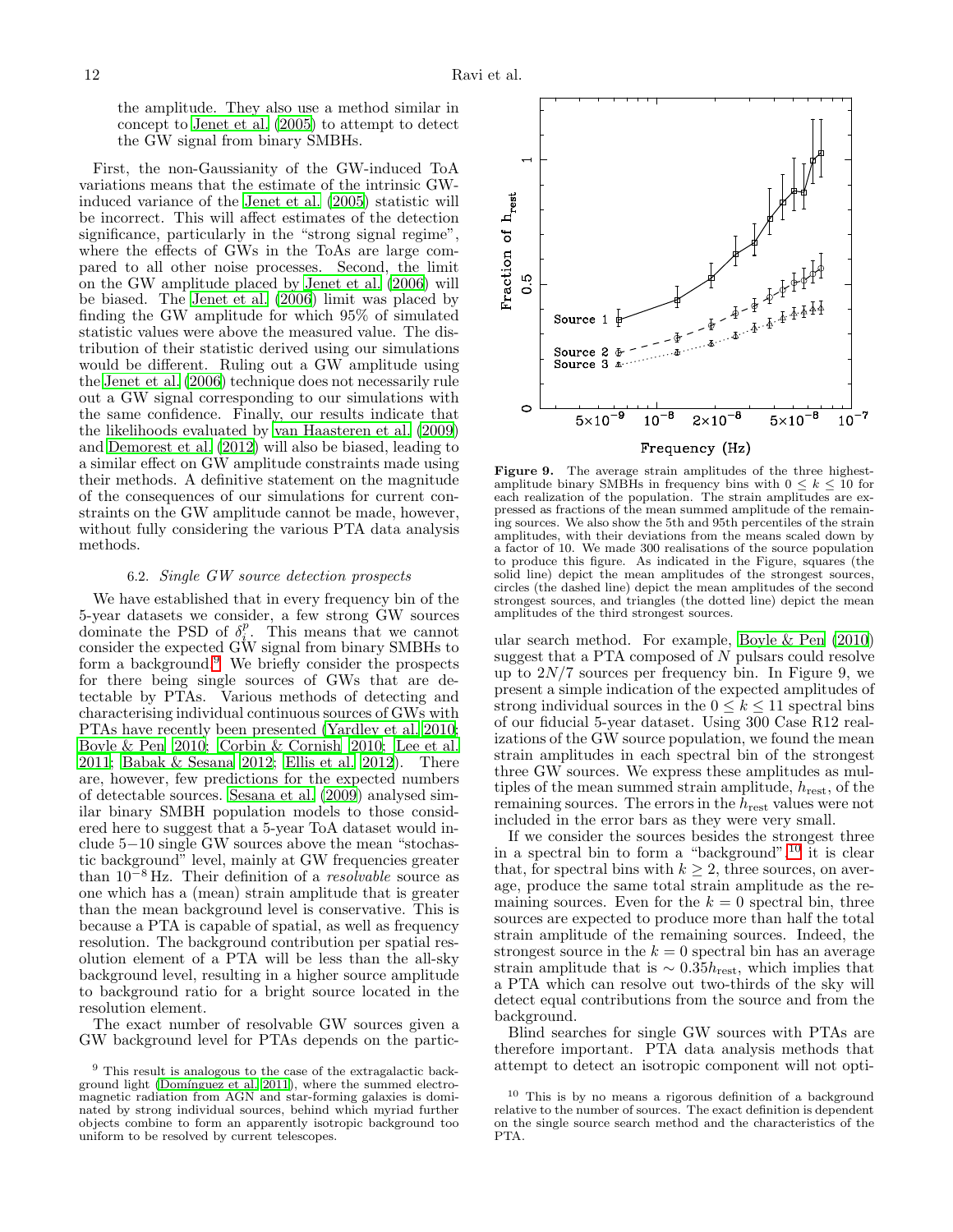the amplitude. They also use a method similar in concept to Jenet et al. (2005) to attempt to detect the GW signal from binary SMBHs.

First, the non-Gaussianity of the GW-induced ToA variations means that the estimate of the intrinsic GW-induced variance of the Jenet et al. (2005) statistic will be incorrect. This will affect estimates of the detection significance, particularly in the "strong signal regime", where the effects of GWs in the ToAs are large compared to all other noise processes. Second, the limit on the GW amplitude placed by Jenet et al. (2006) will be biased. The Jenet et al. (2006) limit was placed by finding the GW amplitude for which 95% of simulated statistic values were above the measured value. The distribution of their statistic derived using our simulations would be different. Ruling out a GW amplitude using the Jenet et al. (2006) technique does not necessarily rule out a GW signal corresponding to our simulations with the same confidence. Finally, our results indicate that the likelihoods evaluated by van Haasteren et al. (2009) and Demorest et al. (2012) will also be biased, leading to a similar effect on GW amplitude constraints made using their methods. A definitive statement on the magnitude of the consequences of our simulations for current constraints on the GW amplitude cannot be made, however, without fully considering the various PTA data analysis methods.

### 6.2. *Single GW source detection prospects*

We have established that in every frequency bin of the 5-year datasets we consider, a few strong GW sources dominate the PSD of $\delta_i^p$. This means that we cannot consider the expected GW signal from binary SMBHs to form a background.[9] We briefly consider the prospects for there being single sources of GWs that are detectable by PTAs. Various methods of detecting and characterising individual continuous sources of GWs with PTAs have recently been presented (Yardley et al. 2010; Boyle & Pen 2010; Corbin & Cornish 2010; Lee et al. 2011; Babak & Sesana 2012; Ellis et al. 2012). There are, however, few predictions for the expected numbers of detectable sources. Sesana et al. (2009) analysed similar binary SMBH population models to those considered here to suggest that a 5-year ToA dataset would include 5−10 single GW sources above the mean "stochastic background" level, mainly at GW frequencies greater than $10^{-8}$ Hz. Their definition of a *resolvable* source as one which has a (mean) strain amplitude that is greater than the mean background level is conservative. This is because a PTA is capable of spatial, as well as frequency resolution. The background contribution per spatial resolution element of a PTA will be less than the all-sky background level, resulting in a higher source amplitude to background ratio for a bright source located in the resolution element.

The exact number of resolvable GW sources given a GW background level for PTAs depends on the particular search method. For example, Boyle & Pen (2010) suggest that a PTA composed of $N$ pulsars could resolve up to $2N/7$ sources per frequency bin. In Figure 9, we present a simple indication of the expected amplitudes of strong individual sources in the $0 \leq k \leq 11$ spectral bins of our fiducial 5-year dataset. Using 300 Case R12 realizations of the GW source population, we found the mean strain amplitudes in each spectral bin of the strongest three GW sources. We express these amplitudes as multiples of the mean summed strain amplitude, $h_{\rm rest}$, of the remaining sources. The errors in the $h_{\rm rest}$ values were not included in the error bars as they were very small.

**Figure 9.** The average strain amplitudes of the three highest-amplitude binary SMBHs in frequency bins with $0 \leq k \leq 10$ for each realization of the population. The strain amplitudes are expressed as fractions of the mean summed amplitude of the remaining sources. We also show the 5th and 95th percentiles of the strain amplitudes, with their deviations from the means scaled down by a factor of 10. We made 300 realisations of the source population to produce this figure. As indicated in the Figure, squares (the solid line) depict the mean amplitudes of the strongest sources, circles (the dashed line) depict the mean amplitudes of the second strongest sources, and triangles (the dotted line) depict the mean amplitudes of the third strongest sources.

If we consider the sources besides the strongest three in a spectral bin to form a "background",[10] it is clear that, for spectral bins with $k \geq 2$, three sources, on average, produce the same total strain amplitude as the remaining sources. Even for the $k = 0$ spectral bin, three sources are expected to produce more than half the total strain amplitude of the remaining sources. Indeed, the strongest source in the $k = 0$ spectral bin has an average strain amplitude that is $\sim 0.35 h_{\rm rest}$, which implies that a PTA which can resolve out two-thirds of the sky will detect equal contributions from the source and from the background.

Blind searches for single GW sources with PTAs are therefore important. PTA data analysis methods that attempt to detect an isotropic component will not opti-

[9] This result is analogous to the case of the extragalactic background light (Domínguez et al. 2011), where the summed electromagnetic radiation from AGN and star-forming galaxies is dominated by strong individual sources, behind which myriad further objects combine to form an apparently isotropic background too uniform to be resolved by current telescopes.

[10] This is by no means a rigorous definition of a background relative to the number of sources. The exact definition is dependent on the single source search method and the characteristics of the PTA.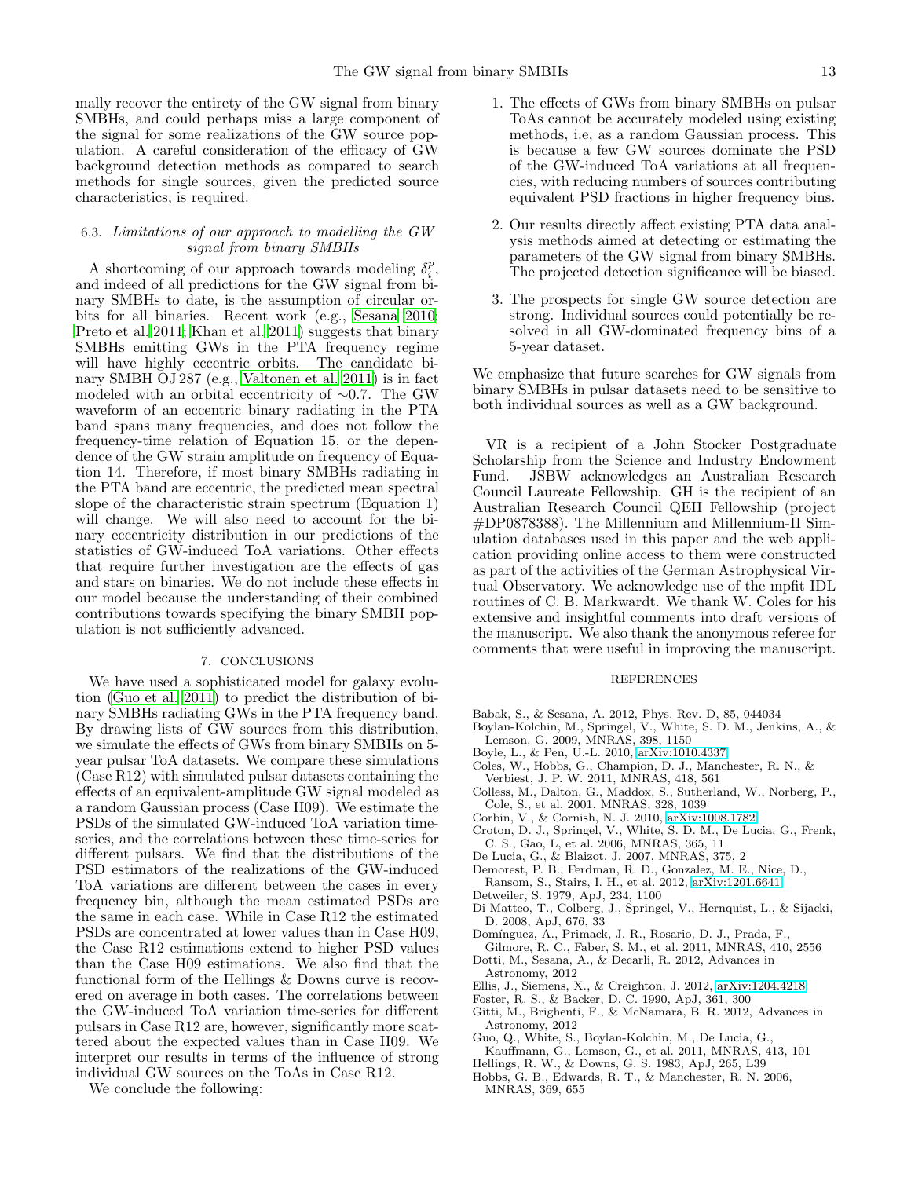mally recover the entirety of the GW signal from binary SMBHs, and could perhaps miss a large component of the signal for some realizations of the GW source population. A careful consideration of the efficacy of GW background detection methods as compared to search methods for single sources, given the predicted source characteristics, is required.

### 6.3. *Limitations of our approach to modelling the GW signal from binary SMBHs*

A shortcoming of our approach towards modeling $\delta_i^p$, and indeed of all predictions for the GW signal from binary SMBHs to date, is the assumption of circular orbits for all binaries. Recent work (e.g., Sesana 2010; Preto et al. 2011; Khan et al. 2011) suggests that binary SMBHs emitting GWs in the PTA frequency regime will have highly eccentric orbits. The candidate binary SMBH OJ 287 (e.g., Valtonen et al. 2011) is in fact modeled with an orbital eccentricity of $\sim$0.7. The GW waveform of an eccentric binary radiating in the PTA band spans many frequencies, and does not follow the frequency-time relation of Equation 15, or the dependence of the GW strain amplitude on frequency of Equation 14. Therefore, if most binary SMBHs radiating in the PTA band are eccentric, the predicted mean spectral slope of the characteristic strain spectrum (Equation 1) will change. We will also need to account for the binary eccentricity distribution in our predictions of the statistics of GW-induced ToA variations. Other effects that require further investigation are the effects of gas and stars on binaries. We do not include these effects in our model because the understanding of their combined contributions towards specifying the binary SMBH population is not sufficiently advanced.

## 7. CONCLUSIONS

We have used a sophisticated model for galaxy evolution (Guo et al. 2011) to predict the distribution of binary SMBHs radiating GWs in the PTA frequency band. By drawing lists of GW sources from this distribution, we simulate the effects of GWs from binary SMBHs on 5-year pulsar ToA datasets. We compare these simulations (Case R12) with simulated pulsar datasets containing the effects of an equivalent-amplitude GW signal modeled as a random Gaussian process (Case H09). We estimate the PSDs of the simulated GW-induced ToA variation time-series, and the correlations between these time-series for different pulsars. We find that the distributions of the PSD estimators of the realizations of the GW-induced ToA variations are different between the cases in every frequency bin, although the mean estimated PSDs are the same in each case. While in Case R12 the estimated PSDs are concentrated at lower values than in Case H09, the Case R12 estimations extend to higher PSD values than the Case H09 estimations. We also find that the functional form of the Hellings & Downs curve is recovered on average in both cases. The correlations between the GW-induced ToA variation time-series for different pulsars in Case R12 are, however, significantly more scattered about the expected values than in Case H09. We interpret our results in terms of the influence of strong individual GW sources on the ToAs in Case R12.

We conclude the following:

1. The effects of GWs from binary SMBHs on pulsar ToAs cannot be accurately modeled using existing methods, i.e, as a random Gaussian process. This is because a few GW sources dominate the PSD of the GW-induced ToA variations at all frequencies, with reducing numbers of sources contributing equivalent PSD fractions in higher frequency bins.

2. Our results directly affect existing PTA data analysis methods aimed at detecting or estimating the parameters of the GW signal from binary SMBHs. The projected detection significance will be biased.

3. The prospects for single GW source detection are strong. Individual sources could potentially be resolved in all GW-dominated frequency bins of a 5-year dataset.

We emphasize that future searches for GW signals from binary SMBHs in pulsar datasets need to be sensitive to both individual sources as well as a GW background.

VR is a recipient of a John Stocker Postgraduate Scholarship from the Science and Industry Endowment Fund. JSBW acknowledges an Australian Research Council Laureate Fellowship. GH is the recipient of an Australian Research Council QEII Fellowship (project #DP0878388). The Millennium and Millennium-II Simulation databases used in this paper and the web application providing online access to them were constructed as part of the activities of the German Astrophysical Virtual Observatory. We acknowledge use of the mpfit IDL routines of C. B. Markwardt. We thank W. Coles for his extensive and insightful comments into draft versions of the manuscript. We also thank the anonymous referee for comments that were useful in improving the manuscript.

## REFERENCES

Babak, S., & Sesana, A. 2012, Phys. Rev. D, 85, 044034
Boylan-Kolchin, M., Springel, V., White, S. D. M., Jenkins, A., & Lemson, G. 2009, MNRAS, 398, 1150
Boyle, L., & Pen, U.-L. 2010, arXiv:1010.4337
Coles, W., Hobbs, G., Champion, D. J., Manchester, R. N., & Verbiest, J. P. W. 2011, MNRAS, 418, 561
Colless, M., Dalton, G., Maddox, S., Sutherland, W., Norberg, P., Cole, S., et al. 2001, MNRAS, 328, 1039
Corbin, V., & Cornish, N. J. 2010, arXiv:1008.1782
Croton, D. J., Springel, V., White, S. D. M., De Lucia, G., Frenk, C. S., Gao, L, et al. 2006, MNRAS, 365, 11
De Lucia, G., & Blaizot, J. 2007, MNRAS, 375, 2
Demorest, P. B., Ferdman, R. D., Gonzalez, M. E., Nice, D., Ransom, S., Stairs, I. H., et al. 2012, arXiv:1201.6641
Detweiler, S. 1979, ApJ, 234, 1100
Di Matteo, T., Colberg, J., Springel, V., Hernquist, L., & Sijacki, D. 2008, ApJ, 676, 33
Domínguez, A., Primack, J. R., Rosario, D. J., Prada, F., Gilmore, R. C., Faber, S. M., et al. 2011, MNRAS, 410, 2556
Dotti, M., Sesana, A., & Decarli, R. 2012, Advances in Astronomy, 2012
Ellis, J., Siemens, X., & Creighton, J. 2012, arXiv:1204.4218
Foster, R. S., & Backer, D. C. 1990, ApJ, 361, 300
Gitti, M., Brighenti, F., & McNamara, B. R. 2012, Advances in Astronomy, 2012
Guo, Q., White, S., Boylan-Kolchin, M., De Lucia, G., Kauffmann, G., Lemson, G., et al. 2011, MNRAS, 413, 101
Hellings, R. W., & Downs, G. S. 1983, ApJ, 265, L39
Hobbs, G. B., Edwards, R. T., & Manchester, R. N. 2006, MNRAS, 369, 655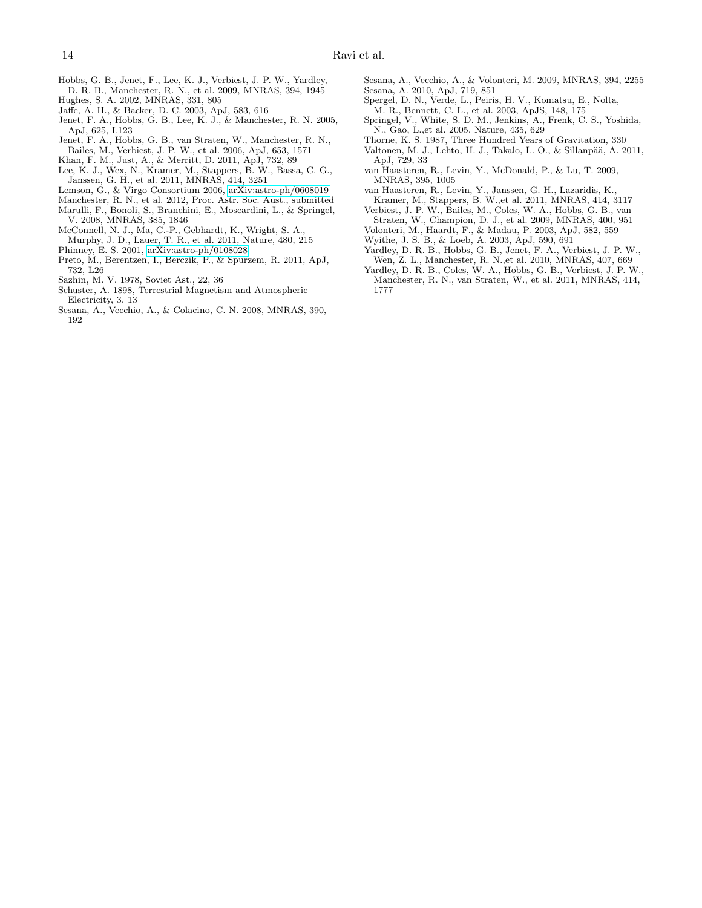Hobbs, G. B., Jenet, F., Lee, K. J., Verbiest, J. P. W., Yardley, D. R. B., Manchester, R. N., et al. 2009, MNRAS, 394, 1945

Hughes, S. A. 2002, MNRAS, 331, 805

Jaffe, A. H., & Backer, D. C. 2003, ApJ, 583, 616

Jenet, F. A., Hobbs, G. B., Lee, K. J., & Manchester, R. N. 2005, ApJ, 625, L123

Jenet, F. A., Hobbs, G. B., van Straten, W., Manchester, R. N., Bailes, M., Verbiest, J. P. W., et al. 2006, ApJ, 653, 1571

Khan, F. M., Just, A., & Merritt, D. 2011, ApJ, 732, 89

Lee, K. J., Wex, N., Kramer, M., Stappers, B. W., Bassa, C. G., Janssen, G. H., et al. 2011, MNRAS, 414, 3251

Lemson, G., & Virgo Consortium 2006, arXiv:astro-ph/0608019

Manchester, R. N., et al. 2012, Proc. Astr. Soc. Aust., submitted

Marulli, F., Bonoli, S., Branchini, E., Moscardini, L., & Springel, V. 2008, MNRAS, 385, 1846

McConnell, N. J., Ma, C.-P., Gebhardt, K., Wright, S. A., Murphy, J. D., Lauer, T. R., et al. 2011, Nature, 480, 215

Phinney, E. S. 2001, arXiv:astro-ph/0108028

Preto, M., Berentzen, I., Berczik, P., & Spurzem, R. 2011, ApJ, 732, L26

Sazhin, M. V. 1978, Soviet Ast., 22, 36

Schuster, A. 1898, Terrestrial Magnetism and Atmospheric Electricity, 3, 13

Sesana, A., Vecchio, A., & Colacino, C. N. 2008, MNRAS, 390, 192

Sesana, A., Vecchio, A., & Volonteri, M. 2009, MNRAS, 394, 2255

Sesana, A. 2010, ApJ, 719, 851

Spergel, D. N., Verde, L., Peiris, H. V., Komatsu, E., Nolta, M. R., Bennett, C. L., et al. 2003, ApJS, 148, 175

Springel, V., White, S. D. M., Jenkins, A., Frenk, C. S., Yoshida, N., Gao, L.,et al. 2005, Nature, 435, 629

Thorne, K. S. 1987, Three Hundred Years of Gravitation, 330

Valtonen, M. J., Lehto, H. J., Takalo, L. O., & Sillanpää, A. 2011, ApJ, 729, 33

van Haasteren, R., Levin, Y., McDonald, P., & Lu, T. 2009, MNRAS, 395, 1005

van Haasteren, R., Levin, Y., Janssen, G. H., Lazaridis, K., Kramer, M., Stappers, B. W.,et al. 2011, MNRAS, 414, 3117

Verbiest, J. P. W., Bailes, M., Coles, W. A., Hobbs, G. B., van Straten, W., Champion, D. J., et al. 2009, MNRAS, 400, 951

Volonteri, M., Haardt, F., & Madau, P. 2003, ApJ, 582, 559

Wyithe, J. S. B., & Loeb, A. 2003, ApJ, 590, 691

Yardley, D. R. B., Hobbs, G. B., Jenet, F. A., Verbiest, J. P. W., Wen, Z. L., Manchester, R. N.,et al. 2010, MNRAS, 407, 669

Yardley, D. R. B., Coles, W. A., Hobbs, G. B., Verbiest, J. P. W., Manchester, R. N., van Straten, W., et al. 2011, MNRAS, 414, 1777